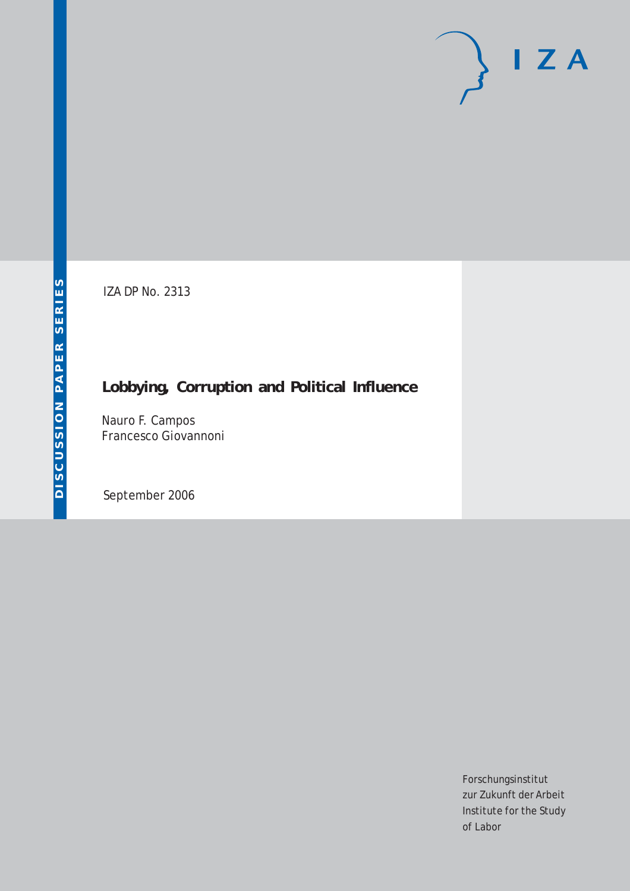DISCUSSION PAPER SERIES

IZA

IZA DP No. 2313

# Lobbying, Corruption and Political Influence

Nauro F. Campos
Francesco Giovannoni

September 2006

Forschungsinstitut
zur Zukunft der Arbeit
Institute for the Study
of Labor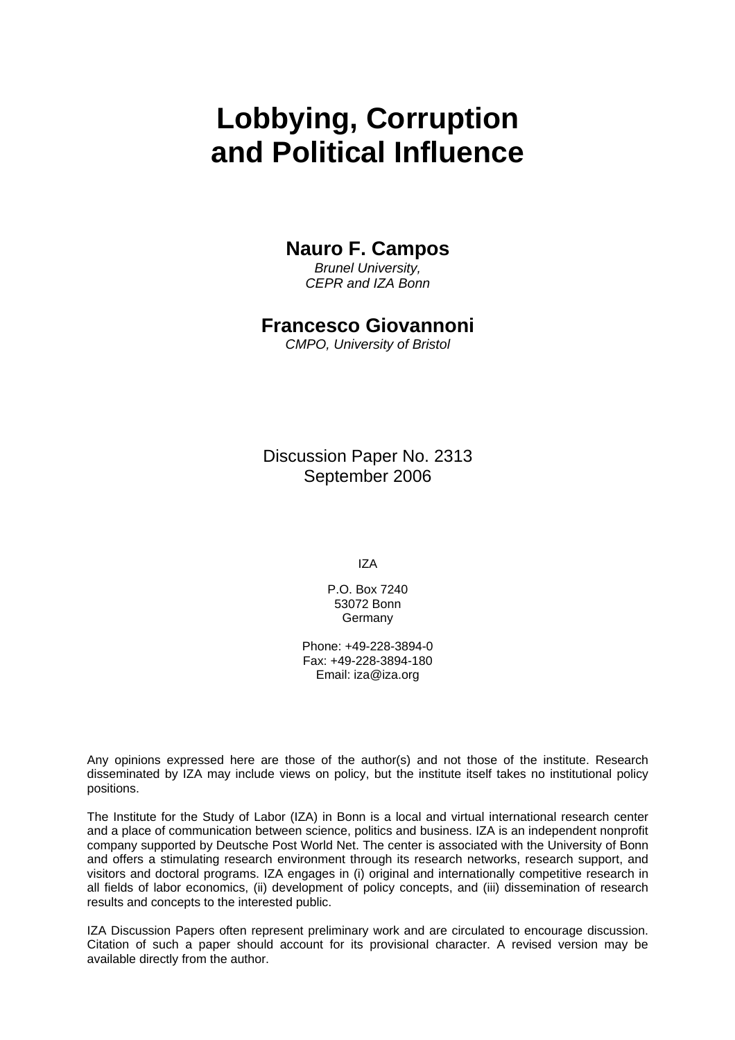# Lobbying, Corruption and Political Influence

**Nauro F. Campos**
*Brunel University,*
*CEPR and IZA Bonn*

**Francesco Giovannoni**
*CMPO, University of Bristol*

Discussion Paper No. 2313
September 2006

IZA

P.O. Box 7240
53072 Bonn
Germany

Phone: +49-228-3894-0
Fax: +49-228-3894-180
Email: iza@iza.org

Any opinions expressed here are those of the author(s) and not those of the institute. Research disseminated by IZA may include views on policy, but the institute itself takes no institutional policy positions.

The Institute for the Study of Labor (IZA) in Bonn is a local and virtual international research center and a place of communication between science, politics and business. IZA is an independent nonprofit company supported by Deutsche Post World Net. The center is associated with the University of Bonn and offers a stimulating research environment through its research networks, research support, and visitors and doctoral programs. IZA engages in (i) original and internationally competitive research in all fields of labor economics, (ii) development of policy concepts, and (iii) dissemination of research results and concepts to the interested public.

IZA Discussion Papers often represent preliminary work and are circulated to encourage discussion. Citation of such a paper should account for its provisional character. A revised version may be available directly from the author.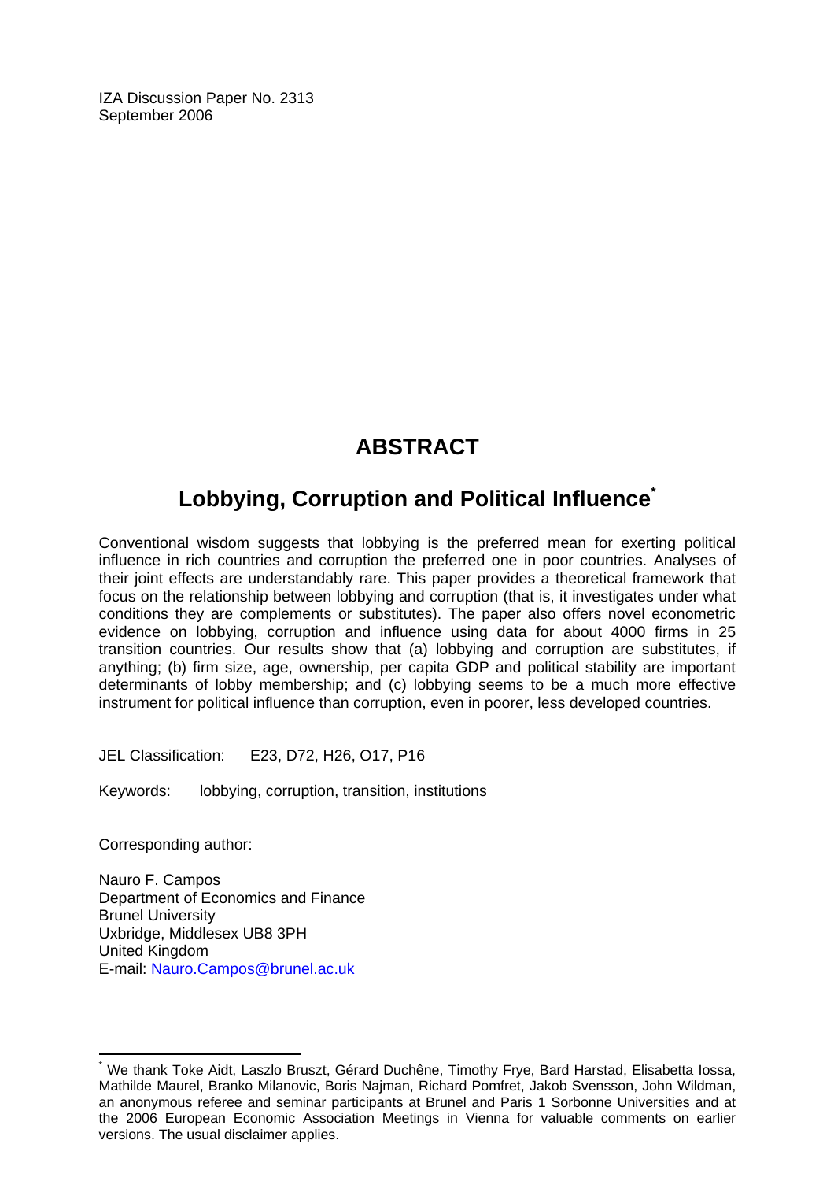IZA Discussion Paper No. 2313
September 2006

# ABSTRACT

## Lobbying, Corruption and Political Influence*

Conventional wisdom suggests that lobbying is the preferred mean for exerting political influence in rich countries and corruption the preferred one in poor countries. Analyses of their joint effects are understandably rare. This paper provides a theoretical framework that focus on the relationship between lobbying and corruption (that is, it investigates under what conditions they are complements or substitutes). The paper also offers novel econometric evidence on lobbying, corruption and influence using data for about 4000 firms in 25 transition countries. Our results show that (a) lobbying and corruption are substitutes, if anything; (b) firm size, age, ownership, per capita GDP and political stability are important determinants of lobby membership; and (c) lobbying seems to be a much more effective instrument for political influence than corruption, even in poorer, less developed countries.

JEL Classification: E23, D72, H26, O17, P16

Keywords: lobbying, corruption, transition, institutions

Corresponding author:

Nauro F. Campos
Department of Economics and Finance
Brunel University
Uxbridge, Middlesex UB8 3PH
United Kingdom
E-mail: Nauro.Campos@brunel.ac.uk

* We thank Toke Aidt, Laszlo Bruszt, Gérard Duchêne, Timothy Frye, Bard Harstad, Elisabetta Iossa, Mathilde Maurel, Branko Milanovic, Boris Najman, Richard Pomfret, Jakob Svensson, John Wildman, an anonymous referee and seminar participants at Brunel and Paris 1 Sorbonne Universities and at the 2006 European Economic Association Meetings in Vienna for valuable comments on earlier versions. The usual disclaimer applies.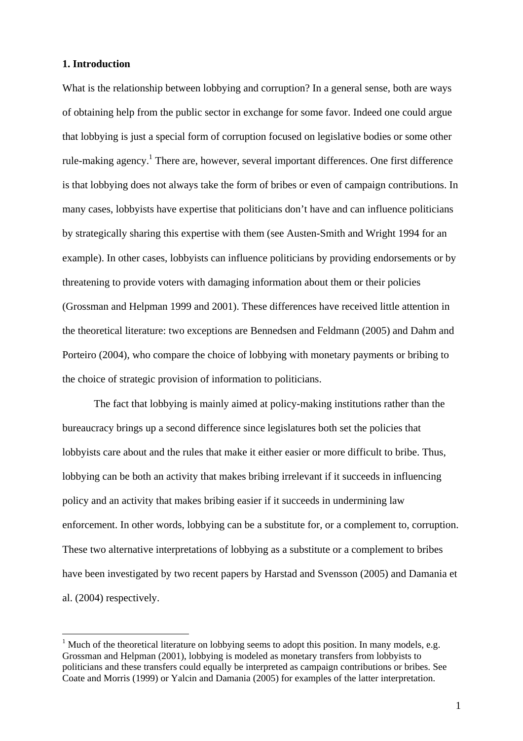## 1. Introduction

What is the relationship between lobbying and corruption? In a general sense, both are ways of obtaining help from the public sector in exchange for some favor. Indeed one could argue that lobbying is just a special form of corruption focused on legislative bodies or some other rule-making agency.[1] There are, however, several important differences. One first difference is that lobbying does not always take the form of bribes or even of campaign contributions. In many cases, lobbyists have expertise that politicians don't have and can influence politicians by strategically sharing this expertise with them (see Austen-Smith and Wright 1994 for an example). In other cases, lobbyists can influence politicians by providing endorsements or by threatening to provide voters with damaging information about them or their policies (Grossman and Helpman 1999 and 2001). These differences have received little attention in the theoretical literature: two exceptions are Bennedsen and Feldmann (2005) and Dahm and Porteiro (2004), who compare the choice of lobbying with monetary payments or bribing to the choice of strategic provision of information to politicians.

The fact that lobbying is mainly aimed at policy-making institutions rather than the bureaucracy brings up a second difference since legislatures both set the policies that lobbyists care about and the rules that make it either easier or more difficult to bribe. Thus, lobbying can be both an activity that makes bribing irrelevant if it succeeds in influencing policy and an activity that makes bribing easier if it succeeds in undermining law enforcement. In other words, lobbying can be a substitute for, or a complement to, corruption. These two alternative interpretations of lobbying as a substitute or a complement to bribes have been investigated by two recent papers by Harstad and Svensson (2005) and Damania et al. (2004) respectively.

[1] Much of the theoretical literature on lobbying seems to adopt this position. In many models, e.g. Grossman and Helpman (2001), lobbying is modeled as monetary transfers from lobbyists to politicians and these transfers could equally be interpreted as campaign contributions or bribes. See Coate and Morris (1999) or Yalcin and Damania (2005) for examples of the latter interpretation.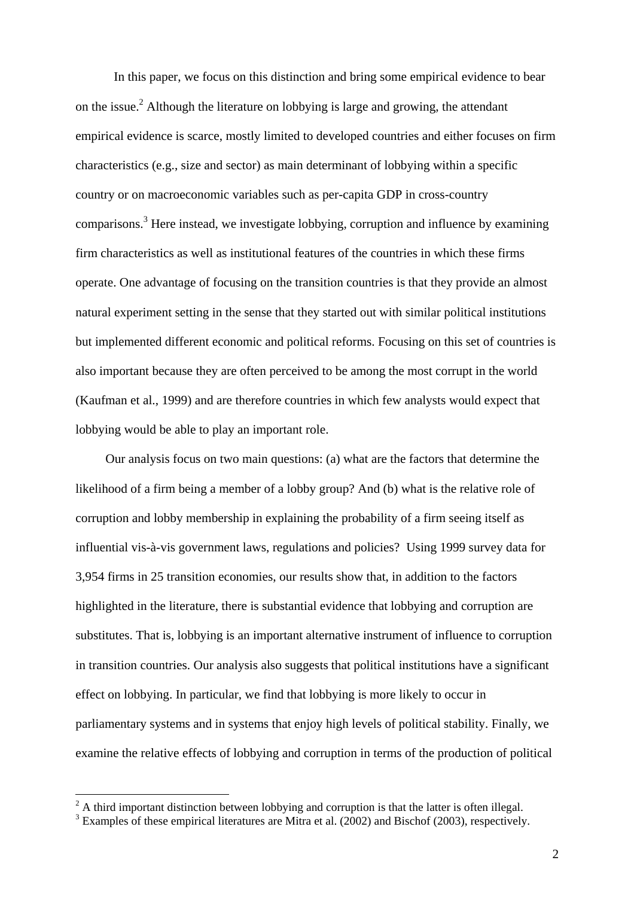In this paper, we focus on this distinction and bring some empirical evidence to bear on the issue.[2] Although the literature on lobbying is large and growing, the attendant empirical evidence is scarce, mostly limited to developed countries and either focuses on firm characteristics (e.g., size and sector) as main determinant of lobbying within a specific country or on macroeconomic variables such as per-capita GDP in cross-country comparisons.[3] Here instead, we investigate lobbying, corruption and influence by examining firm characteristics as well as institutional features of the countries in which these firms operate. One advantage of focusing on the transition countries is that they provide an almost natural experiment setting in the sense that they started out with similar political institutions but implemented different economic and political reforms. Focusing on this set of countries is also important because they are often perceived to be among the most corrupt in the world (Kaufman et al., 1999) and are therefore countries in which few analysts would expect that lobbying would be able to play an important role.

Our analysis focus on two main questions: (a) what are the factors that determine the likelihood of a firm being a member of a lobby group? And (b) what is the relative role of corruption and lobby membership in explaining the probability of a firm seeing itself as influential vis-à-vis government laws, regulations and policies? Using 1999 survey data for 3,954 firms in 25 transition economies, our results show that, in addition to the factors highlighted in the literature, there is substantial evidence that lobbying and corruption are substitutes. That is, lobbying is an important alternative instrument of influence to corruption in transition countries. Our analysis also suggests that political institutions have a significant effect on lobbying. In particular, we find that lobbying is more likely to occur in parliamentary systems and in systems that enjoy high levels of political stability. Finally, we examine the relative effects of lobbying and corruption in terms of the production of political

[2] A third important distinction between lobbying and corruption is that the latter is often illegal.

[3] Examples of these empirical literatures are Mitra et al. (2002) and Bischof (2003), respectively.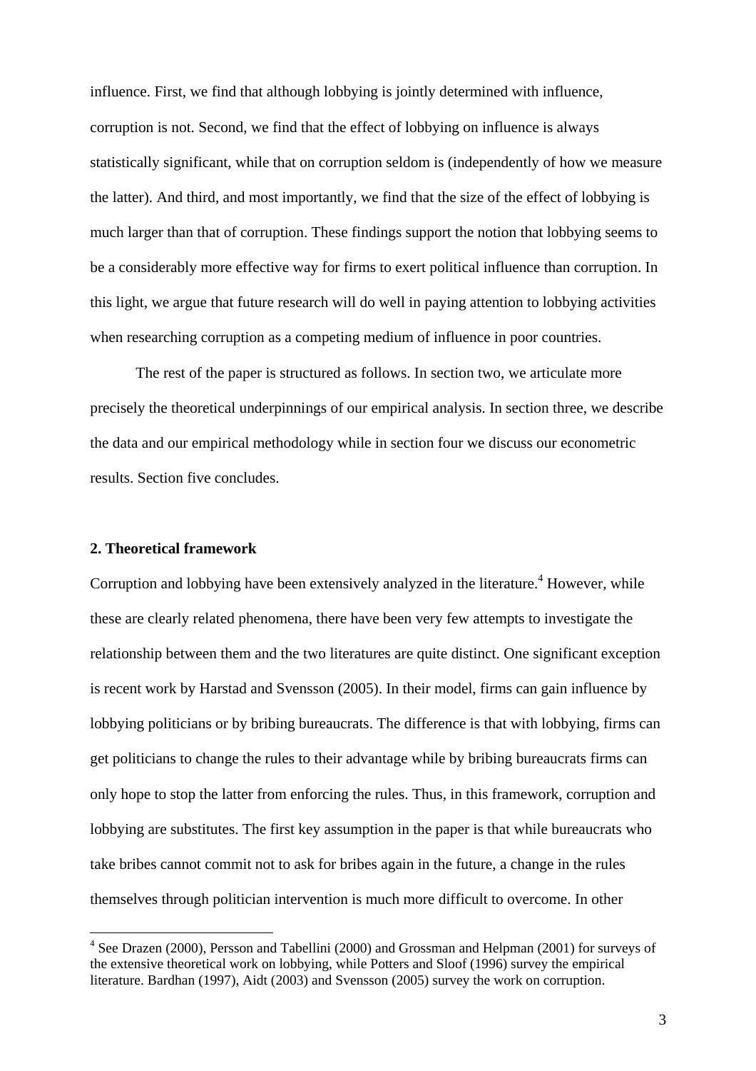influence. First, we find that although lobbying is jointly determined with influence, corruption is not. Second, we find that the effect of lobbying on influence is always statistically significant, while that on corruption seldom is (independently of how we measure the latter). And third, and most importantly, we find that the size of the effect of lobbying is much larger than that of corruption. These findings support the notion that lobbying seems to be a considerably more effective way for firms to exert political influence than corruption. In this light, we argue that future research will do well in paying attention to lobbying activities when researching corruption as a competing medium of influence in poor countries.

The rest of the paper is structured as follows. In section two, we articulate more precisely the theoretical underpinnings of our empirical analysis. In section three, we describe the data and our empirical methodology while in section four we discuss our econometric results. Section five concludes.

## 2. Theoretical framework

Corruption and lobbying have been extensively analyzed in the literature.[4] However, while these are clearly related phenomena, there have been very few attempts to investigate the relationship between them and the two literatures are quite distinct. One significant exception is recent work by Harstad and Svensson (2005). In their model, firms can gain influence by lobbying politicians or by bribing bureaucrats. The difference is that with lobbying, firms can get politicians to change the rules to their advantage while by bribing bureaucrats firms can only hope to stop the latter from enforcing the rules. Thus, in this framework, corruption and lobbying are substitutes. The first key assumption in the paper is that while bureaucrats who take bribes cannot commit not to ask for bribes again in the future, a change in the rules themselves through politician intervention is much more difficult to overcome. In other

[4] See Drazen (2000), Persson and Tabellini (2000) and Grossman and Helpman (2001) for surveys of the extensive theoretical work on lobbying, while Potters and Sloof (1996) survey the empirical literature. Bardhan (1997), Aidt (2003) and Svensson (2005) survey the work on corruption.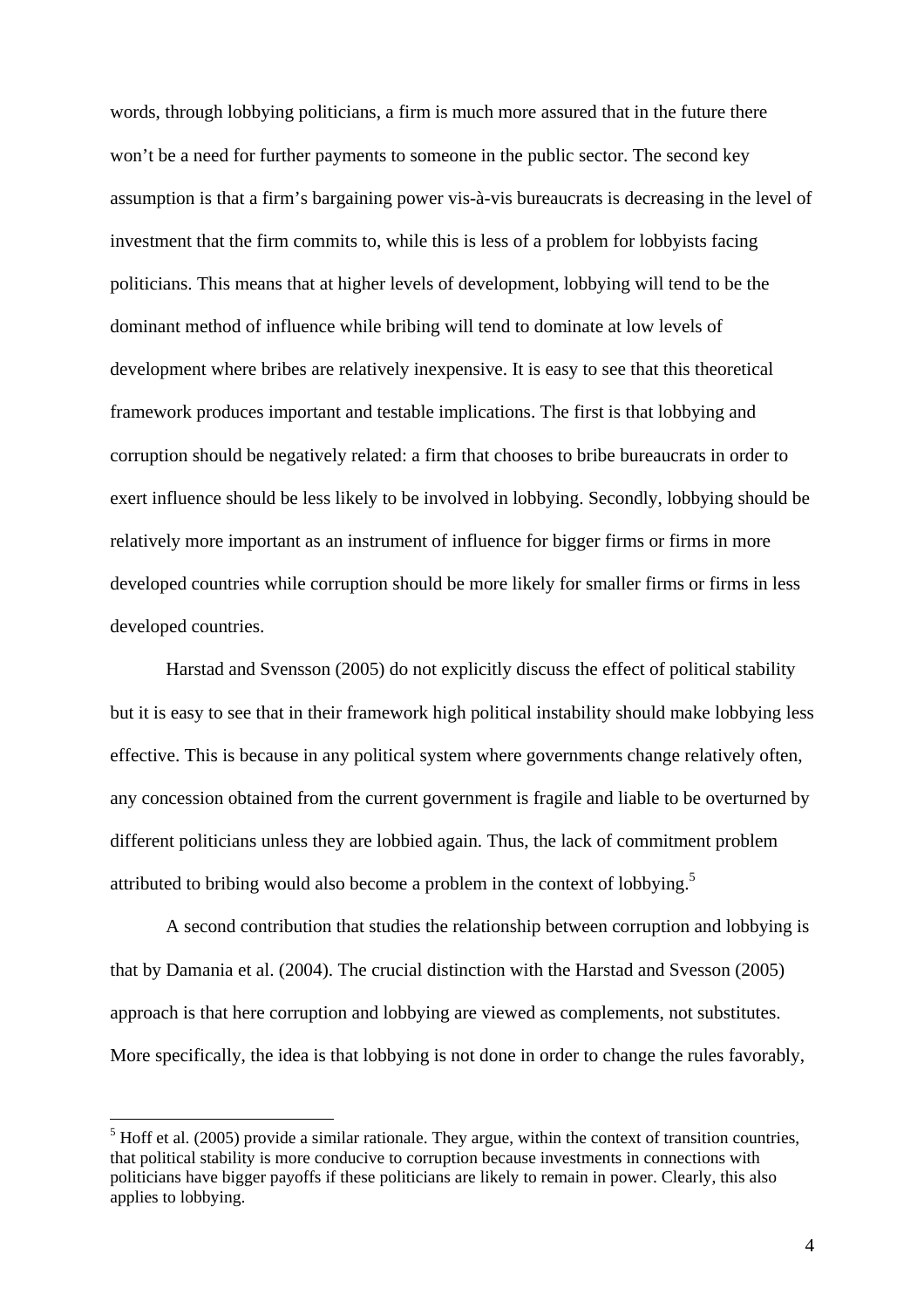words, through lobbying politicians, a firm is much more assured that in the future there won't be a need for further payments to someone in the public sector. The second key assumption is that a firm's bargaining power vis-à-vis bureaucrats is decreasing in the level of investment that the firm commits to, while this is less of a problem for lobbyists facing politicians. This means that at higher levels of development, lobbying will tend to be the dominant method of influence while bribing will tend to dominate at low levels of development where bribes are relatively inexpensive. It is easy to see that this theoretical framework produces important and testable implications. The first is that lobbying and corruption should be negatively related: a firm that chooses to bribe bureaucrats in order to exert influence should be less likely to be involved in lobbying. Secondly, lobbying should be relatively more important as an instrument of influence for bigger firms or firms in more developed countries while corruption should be more likely for smaller firms or firms in less developed countries.

Harstad and Svensson (2005) do not explicitly discuss the effect of political stability but it is easy to see that in their framework high political instability should make lobbying less effective. This is because in any political system where governments change relatively often, any concession obtained from the current government is fragile and liable to be overturned by different politicians unless they are lobbied again. Thus, the lack of commitment problem attributed to bribing would also become a problem in the context of lobbying.[5]

A second contribution that studies the relationship between corruption and lobbying is that by Damania et al. (2004). The crucial distinction with the Harstad and Svesson (2005) approach is that here corruption and lobbying are viewed as complements, not substitutes. More specifically, the idea is that lobbying is not done in order to change the rules favorably,

[5] Hoff et al. (2005) provide a similar rationale. They argue, within the context of transition countries, that political stability is more conducive to corruption because investments in connections with politicians have bigger payoffs if these politicians are likely to remain in power. Clearly, this also applies to lobbying.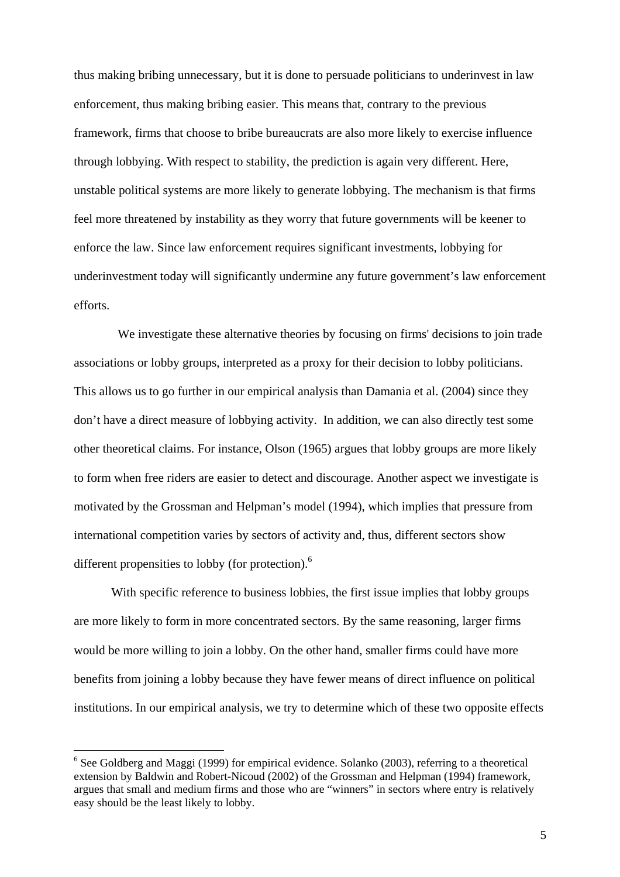thus making bribing unnecessary, but it is done to persuade politicians to underinvest in law enforcement, thus making bribing easier. This means that, contrary to the previous framework, firms that choose to bribe bureaucrats are also more likely to exercise influence through lobbying. With respect to stability, the prediction is again very different. Here, unstable political systems are more likely to generate lobbying. The mechanism is that firms feel more threatened by instability as they worry that future governments will be keener to enforce the law. Since law enforcement requires significant investments, lobbying for underinvestment today will significantly undermine any future government's law enforcement efforts.

We investigate these alternative theories by focusing on firms' decisions to join trade associations or lobby groups, interpreted as a proxy for their decision to lobby politicians. This allows us to go further in our empirical analysis than Damania et al. (2004) since they don't have a direct measure of lobbying activity. In addition, we can also directly test some other theoretical claims. For instance, Olson (1965) argues that lobby groups are more likely to form when free riders are easier to detect and discourage. Another aspect we investigate is motivated by the Grossman and Helpman's model (1994), which implies that pressure from international competition varies by sectors of activity and, thus, different sectors show different propensities to lobby (for protection).[6]

With specific reference to business lobbies, the first issue implies that lobby groups are more likely to form in more concentrated sectors. By the same reasoning, larger firms would be more willing to join a lobby. On the other hand, smaller firms could have more benefits from joining a lobby because they have fewer means of direct influence on political institutions. In our empirical analysis, we try to determine which of these two opposite effects

[6] See Goldberg and Maggi (1999) for empirical evidence. Solanko (2003), referring to a theoretical extension by Baldwin and Robert-Nicoud (2002) of the Grossman and Helpman (1994) framework, argues that small and medium firms and those who are "winners" in sectors where entry is relatively easy should be the least likely to lobby.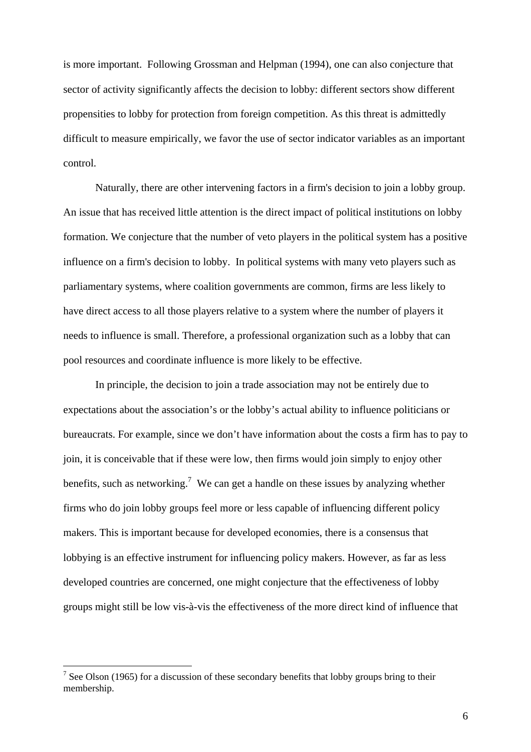is more important. Following Grossman and Helpman (1994), one can also conjecture that sector of activity significantly affects the decision to lobby: different sectors show different propensities to lobby for protection from foreign competition. As this threat is admittedly difficult to measure empirically, we favor the use of sector indicator variables as an important control.

Naturally, there are other intervening factors in a firm's decision to join a lobby group. An issue that has received little attention is the direct impact of political institutions on lobby formation. We conjecture that the number of veto players in the political system has a positive influence on a firm's decision to lobby. In political systems with many veto players such as parliamentary systems, where coalition governments are common, firms are less likely to have direct access to all those players relative to a system where the number of players it needs to influence is small. Therefore, a professional organization such as a lobby that can pool resources and coordinate influence is more likely to be effective.

In principle, the decision to join a trade association may not be entirely due to expectations about the association's or the lobby's actual ability to influence politicians or bureaucrats. For example, since we don't have information about the costs a firm has to pay to join, it is conceivable that if these were low, then firms would join simply to enjoy other benefits, such as networking.[7] We can get a handle on these issues by analyzing whether firms who do join lobby groups feel more or less capable of influencing different policy makers. This is important because for developed economies, there is a consensus that lobbying is an effective instrument for influencing policy makers. However, as far as less developed countries are concerned, one might conjecture that the effectiveness of lobby groups might still be low vis-à-vis the effectiveness of the more direct kind of influence that

[7] See Olson (1965) for a discussion of these secondary benefits that lobby groups bring to their membership.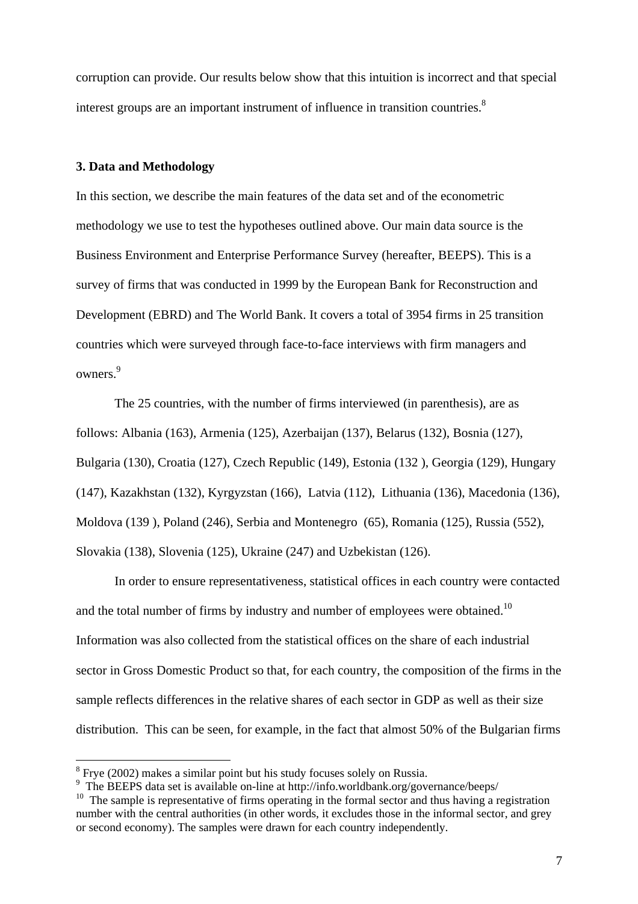corruption can provide. Our results below show that this intuition is incorrect and that special interest groups are an important instrument of influence in transition countries.[8]

### 3. Data and Methodology

In this section, we describe the main features of the data set and of the econometric methodology we use to test the hypotheses outlined above. Our main data source is the Business Environment and Enterprise Performance Survey (hereafter, BEEPS). This is a survey of firms that was conducted in 1999 by the European Bank for Reconstruction and Development (EBRD) and The World Bank. It covers a total of 3954 firms in 25 transition countries which were surveyed through face-to-face interviews with firm managers and owners.[9]

The 25 countries, with the number of firms interviewed (in parenthesis), are as follows: Albania (163), Armenia (125), Azerbaijan (137), Belarus (132), Bosnia (127), Bulgaria (130), Croatia (127), Czech Republic (149), Estonia (132 ), Georgia (129), Hungary (147), Kazakhstan (132), Kyrgyzstan (166), Latvia (112), Lithuania (136), Macedonia (136), Moldova (139 ), Poland (246), Serbia and Montenegro (65), Romania (125), Russia (552), Slovakia (138), Slovenia (125), Ukraine (247) and Uzbekistan (126).

In order to ensure representativeness, statistical offices in each country were contacted and the total number of firms by industry and number of employees were obtained.[10] Information was also collected from the statistical offices on the share of each industrial sector in Gross Domestic Product so that, for each country, the composition of the firms in the sample reflects differences in the relative shares of each sector in GDP as well as their size distribution. This can be seen, for example, in the fact that almost 50% of the Bulgarian firms

---

[8] Frye (2002) makes a similar point but his study focuses solely on Russia.

[9] The BEEPS data set is available on-line at http://info.worldbank.org/governance/beeps/

[10] The sample is representative of firms operating in the formal sector and thus having a registration number with the central authorities (in other words, it excludes those in the informal sector, and grey or second economy). The samples were drawn for each country independently.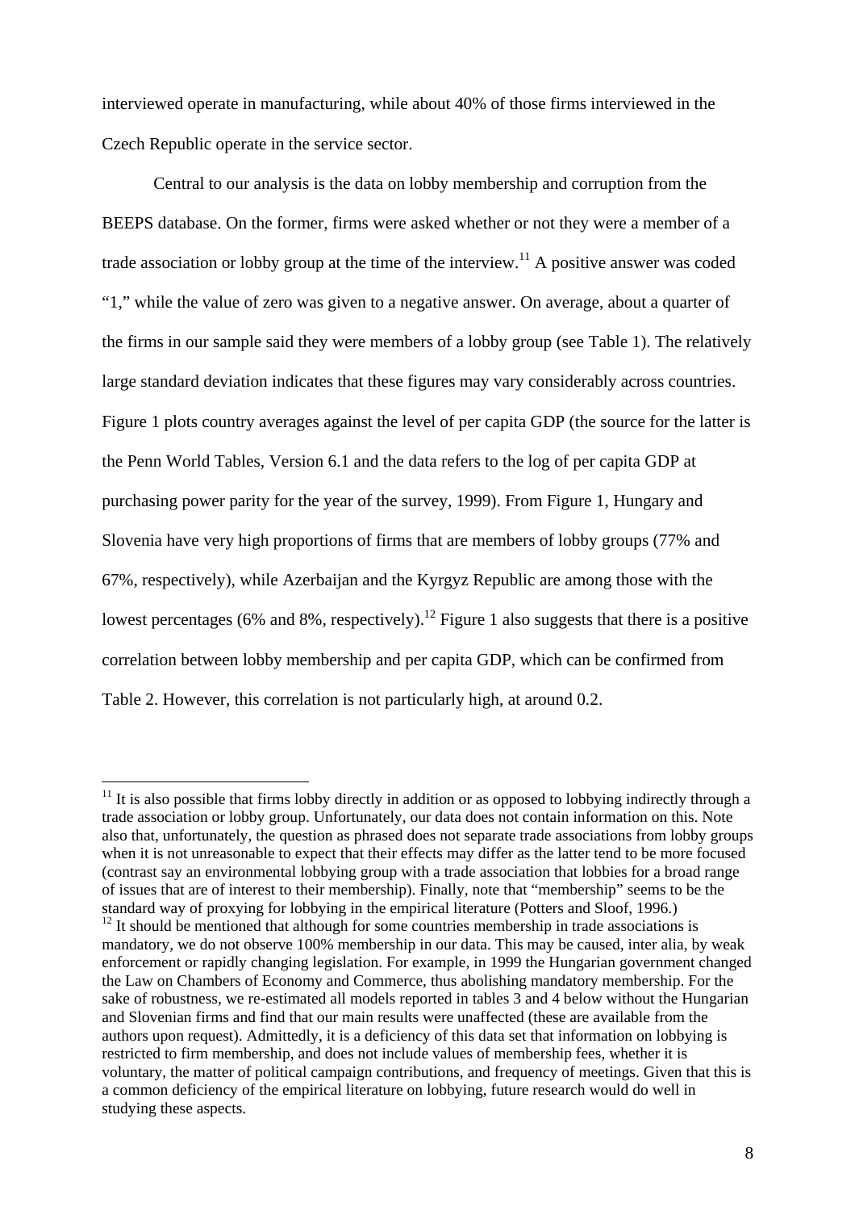interviewed operate in manufacturing, while about 40% of those firms interviewed in the Czech Republic operate in the service sector.

Central to our analysis is the data on lobby membership and corruption from the BEEPS database. On the former, firms were asked whether or not they were a member of a trade association or lobby group at the time of the interview.[11] A positive answer was coded "1," while the value of zero was given to a negative answer. On average, about a quarter of the firms in our sample said they were members of a lobby group (see Table 1). The relatively large standard deviation indicates that these figures may vary considerably across countries. Figure 1 plots country averages against the level of per capita GDP (the source for the latter is the Penn World Tables, Version 6.1 and the data refers to the log of per capita GDP at purchasing power parity for the year of the survey, 1999). From Figure 1, Hungary and Slovenia have very high proportions of firms that are members of lobby groups (77% and 67%, respectively), while Azerbaijan and the Kyrgyz Republic are among those with the lowest percentages (6% and 8%, respectively).[12] Figure 1 also suggests that there is a positive correlation between lobby membership and per capita GDP, which can be confirmed from Table 2. However, this correlation is not particularly high, at around 0.2.

---

[11] It is also possible that firms lobby directly in addition or as opposed to lobbying indirectly through a trade association or lobby group. Unfortunately, our data does not contain information on this. Note also that, unfortunately, the question as phrased does not separate trade associations from lobby groups when it is not unreasonable to expect that their effects may differ as the latter tend to be more focused (contrast say an environmental lobbying group with a trade association that lobbies for a broad range of issues that are of interest to their membership). Finally, note that "membership" seems to be the standard way of proxying for lobbying in the empirical literature (Potters and Sloof, 1996.)

[12] It should be mentioned that although for some countries membership in trade associations is mandatory, we do not observe 100% membership in our data. This may be caused, inter alia, by weak enforcement or rapidly changing legislation. For example, in 1999 the Hungarian government changed the Law on Chambers of Economy and Commerce, thus abolishing mandatory membership. For the sake of robustness, we re-estimated all models reported in tables 3 and 4 below without the Hungarian and Slovenian firms and find that our main results were unaffected (these are available from the authors upon request). Admittedly, it is a deficiency of this data set that information on lobbying is restricted to firm membership, and does not include values of membership fees, whether it is voluntary, the matter of political campaign contributions, and frequency of meetings. Given that this is a common deficiency of the empirical literature on lobbying, future research would do well in studying these aspects.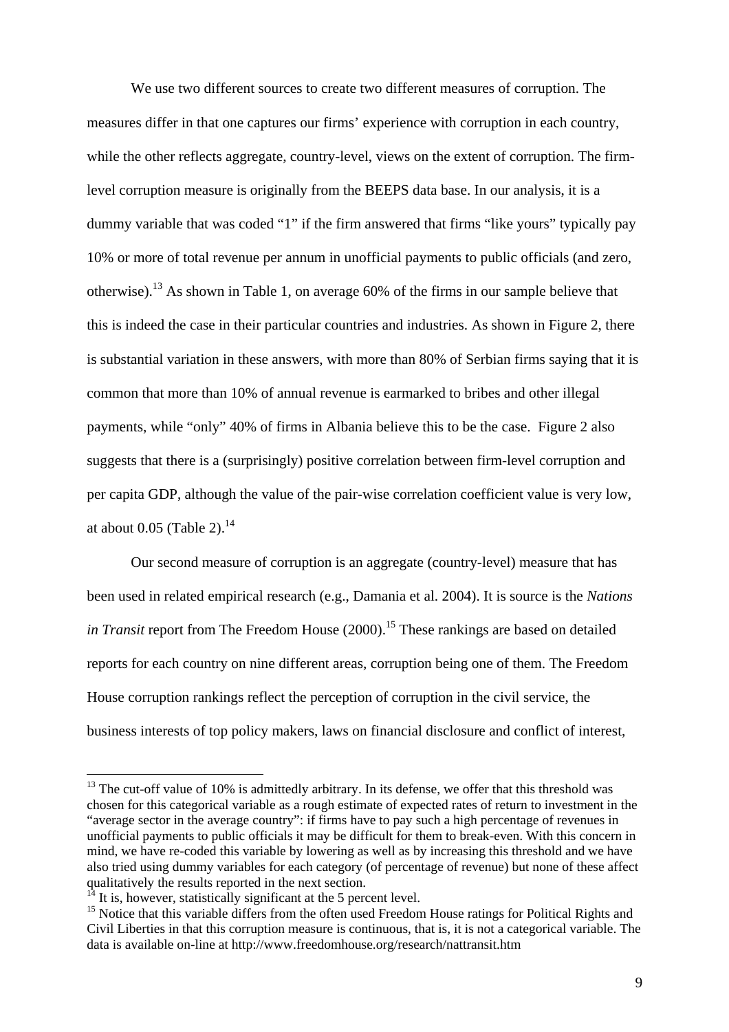We use two different sources to create two different measures of corruption. The measures differ in that one captures our firms' experience with corruption in each country, while the other reflects aggregate, country-level, views on the extent of corruption. The firm-level corruption measure is originally from the BEEPS data base. In our analysis, it is a dummy variable that was coded "1" if the firm answered that firms "like yours" typically pay 10% or more of total revenue per annum in unofficial payments to public officials (and zero, otherwise).[13] As shown in Table 1, on average 60% of the firms in our sample believe that this is indeed the case in their particular countries and industries. As shown in Figure 2, there is substantial variation in these answers, with more than 80% of Serbian firms saying that it is common that more than 10% of annual revenue is earmarked to bribes and other illegal payments, while "only" 40% of firms in Albania believe this to be the case. Figure 2 also suggests that there is a (surprisingly) positive correlation between firm-level corruption and per capita GDP, although the value of the pair-wise correlation coefficient value is very low, at about 0.05 (Table 2).[14]

Our second measure of corruption is an aggregate (country-level) measure that has been used in related empirical research (e.g., Damania et al. 2004). It is source is the *Nations in Transit* report from The Freedom House (2000).[15] These rankings are based on detailed reports for each country on nine different areas, corruption being one of them. The Freedom House corruption rankings reflect the perception of corruption in the civil service, the business interests of top policy makers, laws on financial disclosure and conflict of interest,

---

[13] The cut-off value of 10% is admittedly arbitrary. In its defense, we offer that this threshold was chosen for this categorical variable as a rough estimate of expected rates of return to investment in the "average sector in the average country": if firms have to pay such a high percentage of revenues in unofficial payments to public officials it may be difficult for them to break-even. With this concern in mind, we have re-coded this variable by lowering as well as by increasing this threshold and we have also tried using dummy variables for each category (of percentage of revenue) but none of these affect qualitatively the results reported in the next section.

[14] It is, however, statistically significant at the 5 percent level.

[15] Notice that this variable differs from the often used Freedom House ratings for Political Rights and Civil Liberties in that this corruption measure is continuous, that is, it is not a categorical variable. The data is available on-line at http://www.freedomhouse.org/research/nattransit.htm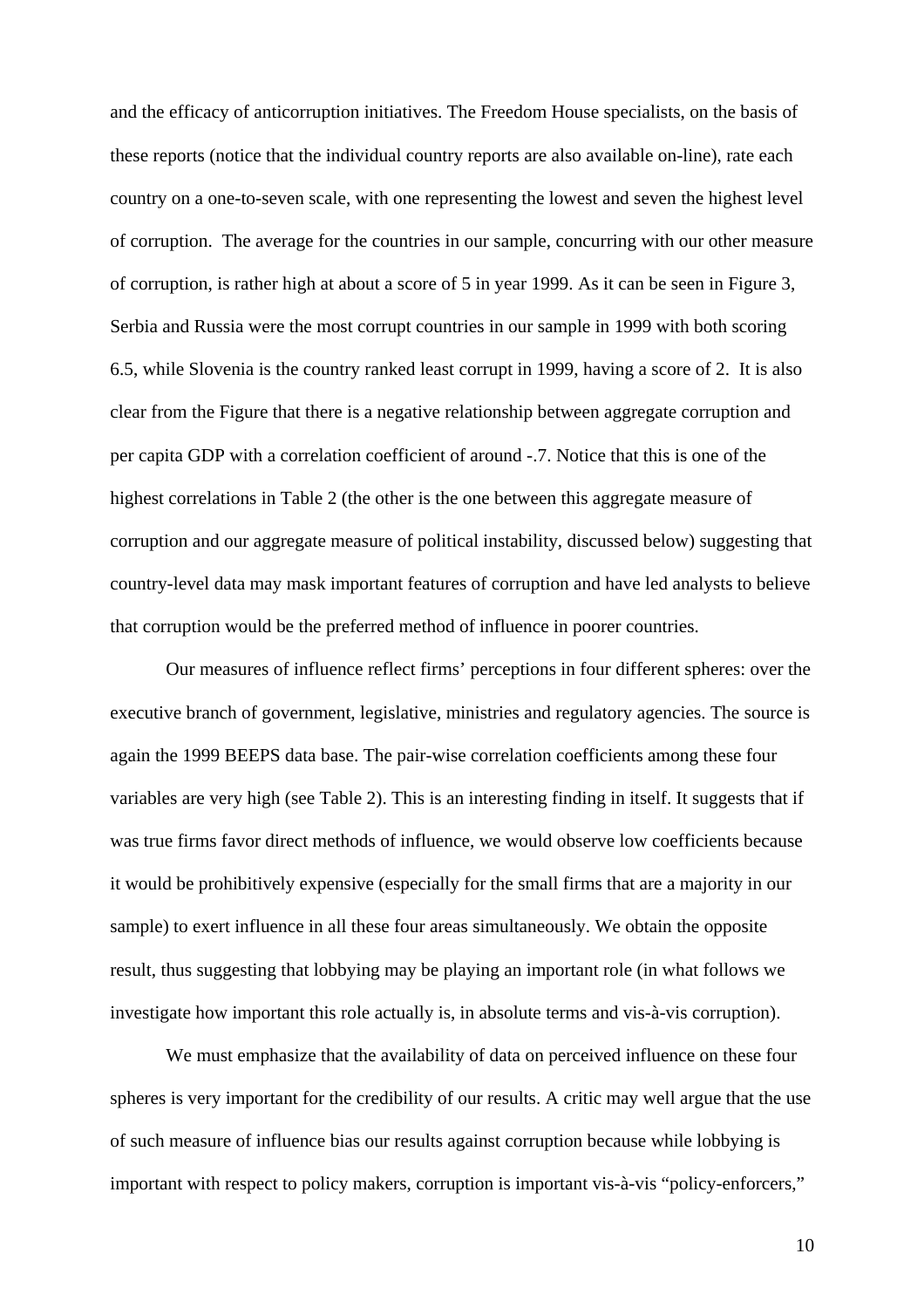and the efficacy of anticorruption initiatives. The Freedom House specialists, on the basis of these reports (notice that the individual country reports are also available on-line), rate each country on a one-to-seven scale, with one representing the lowest and seven the highest level of corruption. The average for the countries in our sample, concurring with our other measure of corruption, is rather high at about a score of 5 in year 1999. As it can be seen in Figure 3, Serbia and Russia were the most corrupt countries in our sample in 1999 with both scoring 6.5, while Slovenia is the country ranked least corrupt in 1999, having a score of 2. It is also clear from the Figure that there is a negative relationship between aggregate corruption and per capita GDP with a correlation coefficient of around -.7. Notice that this is one of the highest correlations in Table 2 (the other is the one between this aggregate measure of corruption and our aggregate measure of political instability, discussed below) suggesting that country-level data may mask important features of corruption and have led analysts to believe that corruption would be the preferred method of influence in poorer countries.

Our measures of influence reflect firms' perceptions in four different spheres: over the executive branch of government, legislative, ministries and regulatory agencies. The source is again the 1999 BEEPS data base. The pair-wise correlation coefficients among these four variables are very high (see Table 2). This is an interesting finding in itself. It suggests that if was true firms favor direct methods of influence, we would observe low coefficients because it would be prohibitively expensive (especially for the small firms that are a majority in our sample) to exert influence in all these four areas simultaneously. We obtain the opposite result, thus suggesting that lobbying may be playing an important role (in what follows we investigate how important this role actually is, in absolute terms and vis-à-vis corruption).

We must emphasize that the availability of data on perceived influence on these four spheres is very important for the credibility of our results. A critic may well argue that the use of such measure of influence bias our results against corruption because while lobbying is important with respect to policy makers, corruption is important vis-à-vis "policy-enforcers,"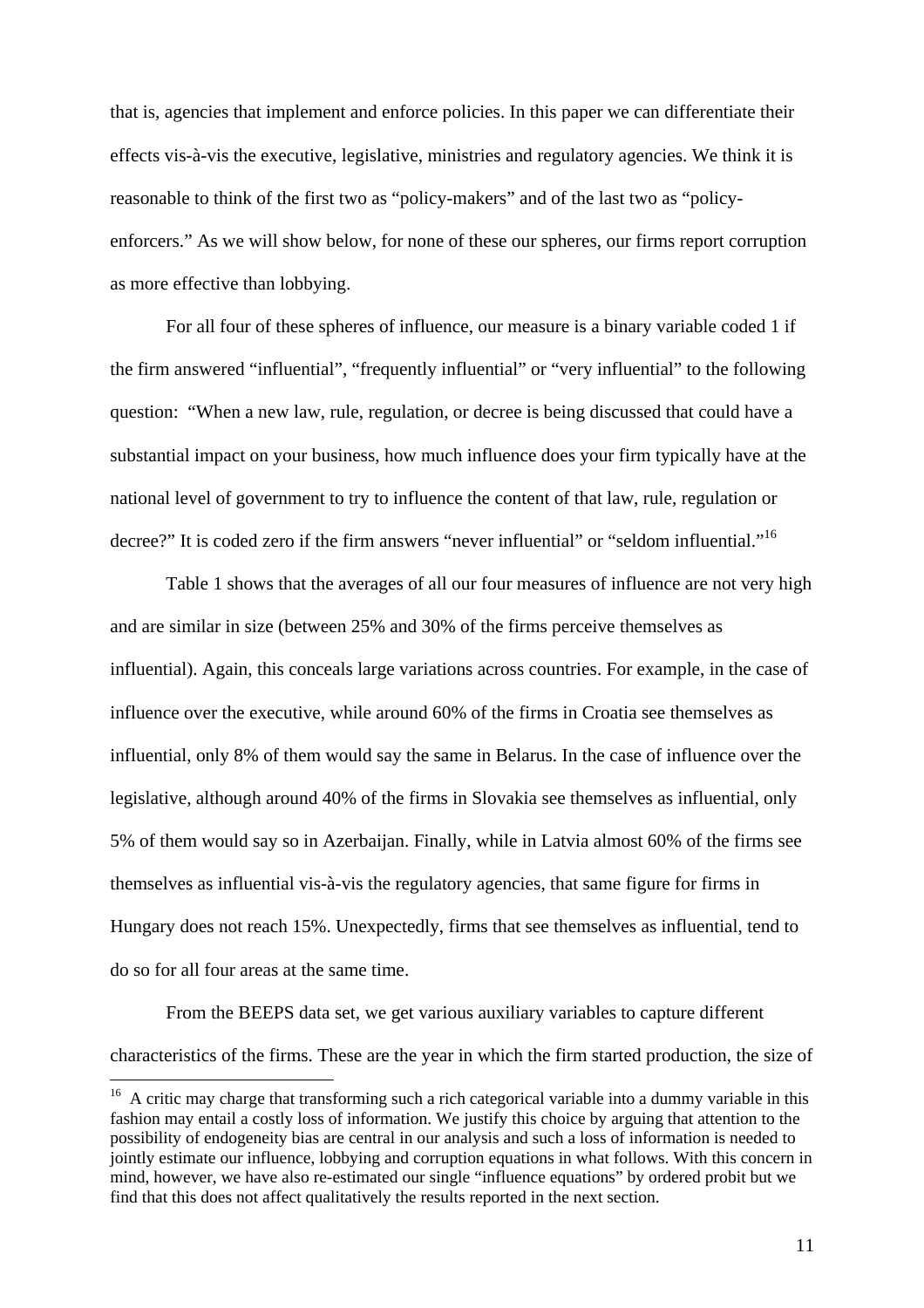that is, agencies that implement and enforce policies. In this paper we can differentiate their effects vis-à-vis the executive, legislative, ministries and regulatory agencies. We think it is reasonable to think of the first two as "policy-makers" and of the last two as "policy-enforcers." As we will show below, for none of these our spheres, our firms report corruption as more effective than lobbying.

For all four of these spheres of influence, our measure is a binary variable coded 1 if the firm answered "influential", "frequently influential" or "very influential" to the following question: "When a new law, rule, regulation, or decree is being discussed that could have a substantial impact on your business, how much influence does your firm typically have at the national level of government to try to influence the content of that law, rule, regulation or decree?" It is coded zero if the firm answers "never influential" or "seldom influential."[16]

Table 1 shows that the averages of all our four measures of influence are not very high and are similar in size (between 25% and 30% of the firms perceive themselves as influential). Again, this conceals large variations across countries. For example, in the case of influence over the executive, while around 60% of the firms in Croatia see themselves as influential, only 8% of them would say the same in Belarus. In the case of influence over the legislative, although around 40% of the firms in Slovakia see themselves as influential, only 5% of them would say so in Azerbaijan. Finally, while in Latvia almost 60% of the firms see themselves as influential vis-à-vis the regulatory agencies, that same figure for firms in Hungary does not reach 15%. Unexpectedly, firms that see themselves as influential, tend to do so for all four areas at the same time.

From the BEEPS data set, we get various auxiliary variables to capture different characteristics of the firms. These are the year in which the firm started production, the size of

[16] A critic may charge that transforming such a rich categorical variable into a dummy variable in this fashion may entail a costly loss of information. We justify this choice by arguing that attention to the possibility of endogeneity bias are central in our analysis and such a loss of information is needed to jointly estimate our influence, lobbying and corruption equations in what follows. With this concern in mind, however, we have also re-estimated our single "influence equations" by ordered probit but we find that this does not affect qualitatively the results reported in the next section.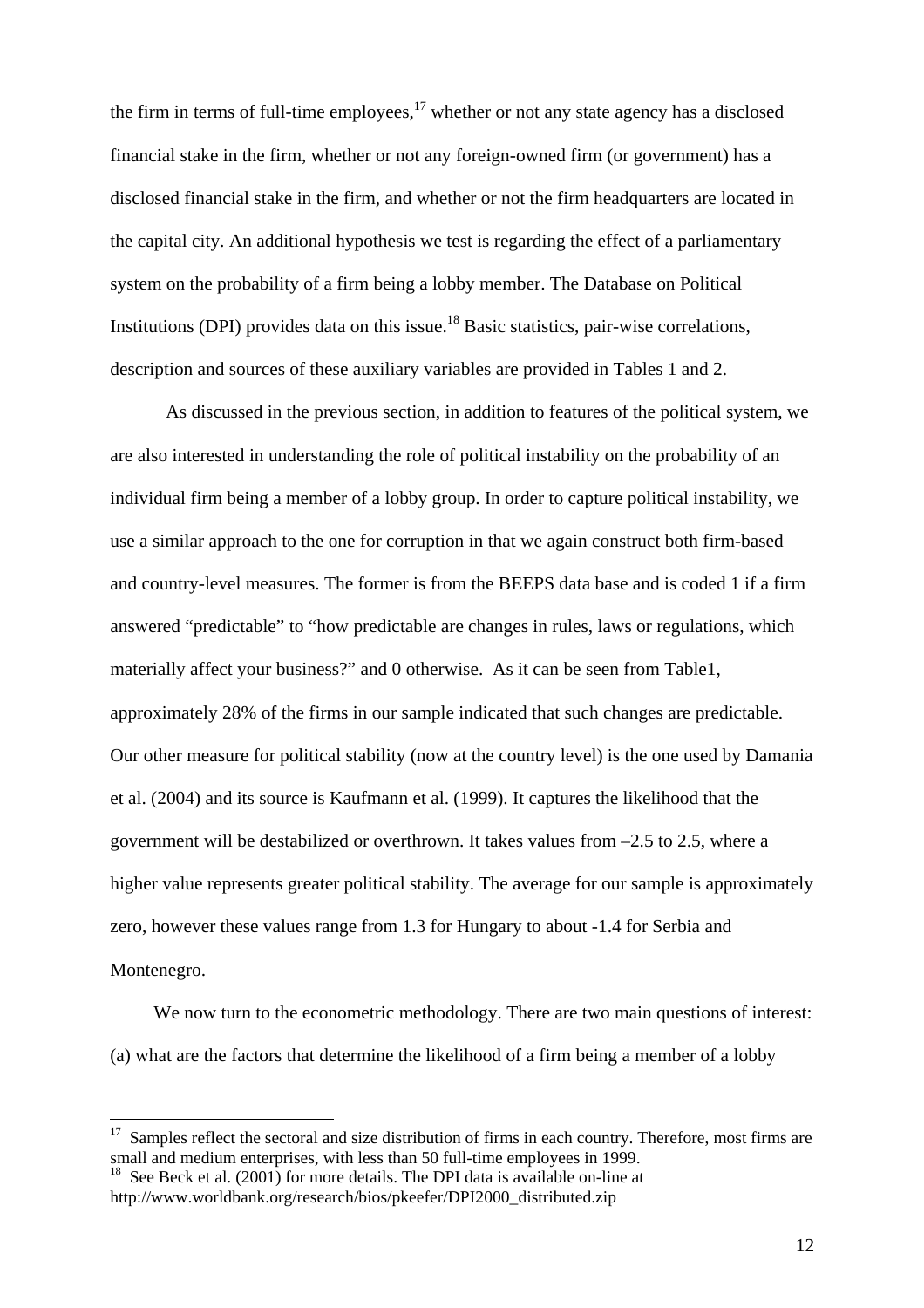the firm in terms of full-time employees,[17] whether or not any state agency has a disclosed financial stake in the firm, whether or not any foreign-owned firm (or government) has a disclosed financial stake in the firm, and whether or not the firm headquarters are located in the capital city. An additional hypothesis we test is regarding the effect of a parliamentary system on the probability of a firm being a lobby member. The Database on Political Institutions (DPI) provides data on this issue.[18] Basic statistics, pair-wise correlations, description and sources of these auxiliary variables are provided in Tables 1 and 2.

As discussed in the previous section, in addition to features of the political system, we are also interested in understanding the role of political instability on the probability of an individual firm being a member of a lobby group. In order to capture political instability, we use a similar approach to the one for corruption in that we again construct both firm-based and country-level measures. The former is from the BEEPS data base and is coded 1 if a firm answered "predictable" to "how predictable are changes in rules, laws or regulations, which materially affect your business?" and 0 otherwise. As it can be seen from Table1, approximately 28% of the firms in our sample indicated that such changes are predictable. Our other measure for political stability (now at the country level) is the one used by Damania et al. (2004) and its source is Kaufmann et al. (1999). It captures the likelihood that the government will be destabilized or overthrown. It takes values from –2.5 to 2.5, where a higher value represents greater political stability. The average for our sample is approximately zero, however these values range from 1.3 for Hungary to about -1.4 for Serbia and Montenegro.

We now turn to the econometric methodology. There are two main questions of interest: (a) what are the factors that determine the likelihood of a firm being a member of a lobby

---

[17] Samples reflect the sectoral and size distribution of firms in each country. Therefore, most firms are small and medium enterprises, with less than 50 full-time employees in 1999.

[18] See Beck et al. (2001) for more details. The DPI data is available on-line at http://www.worldbank.org/research/bios/pkeefer/DPI2000_distributed.zip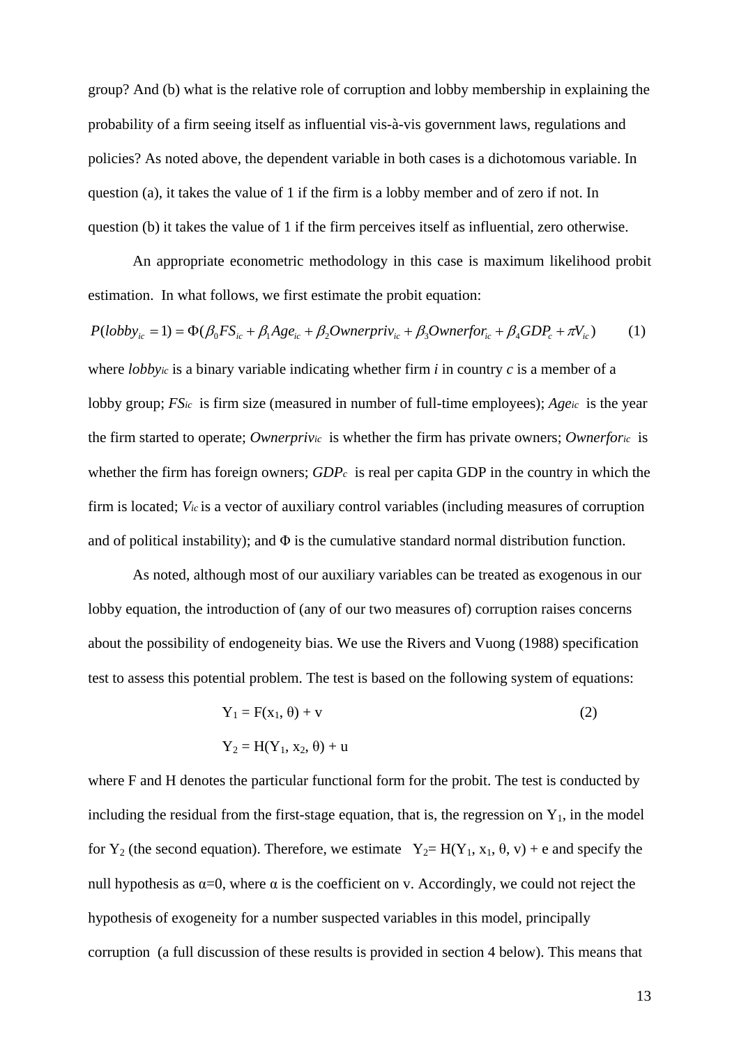group? And (b) what is the relative role of corruption and lobby membership in explaining the probability of a firm seeing itself as influential vis-à-vis government laws, regulations and policies? As noted above, the dependent variable in both cases is a dichotomous variable. In question (a), it takes the value of 1 if the firm is a lobby member and of zero if not. In question (b) it takes the value of 1 if the firm perceives itself as influential, zero otherwise.

An appropriate econometric methodology in this case is maximum likelihood probit estimation. In what follows, we first estimate the probit equation:

$$P(lobby_{ic} = 1) = \Phi(\beta_0 FS_{ic} + \beta_1 Age_{ic} + \beta_2 Ownerpriv_{ic} + \beta_3 Ownerfor_{ic} + \beta_4 GDP_c + \pi V_{ic}) \quad (1)$$

where $lobby_{ic}$ is a binary variable indicating whether firm *i* in country *c* is a member of a lobby group; $FS_{ic}$ is firm size (measured in number of full-time employees); $Age_{ic}$ is the year the firm started to operate; $Ownerpriv_{ic}$ is whether the firm has private owners; $Ownerfor_{ic}$ is whether the firm has foreign owners; $GDP_c$ is real per capita GDP in the country in which the firm is located; $V_{ic}$ is a vector of auxiliary control variables (including measures of corruption and of political instability); and $\Phi$ is the cumulative standard normal distribution function.

As noted, although most of our auxiliary variables can be treated as exogenous in our lobby equation, the introduction of (any of our two measures of) corruption raises concerns about the possibility of endogeneity bias. We use the Rivers and Vuong (1988) specification test to assess this potential problem. The test is based on the following system of equations:

$$Y_1 = F(x_1, \theta) + v \quad (2)$$

$$Y_2 = H(Y_1, x_2, \theta) + u$$

where F and H denotes the particular functional form for the probit. The test is conducted by including the residual from the first-stage equation, that is, the regression on $Y_1$, in the model for $Y_2$ (the second equation). Therefore, we estimate $Y_2 = H(Y_1, x_1, \theta, v) + e$ and specify the null hypothesis as $\alpha=0$, where $\alpha$ is the coefficient on v. Accordingly, we could not reject the hypothesis of exogeneity for a number suspected variables in this model, principally corruption (a full discussion of these results is provided in section 4 below). This means that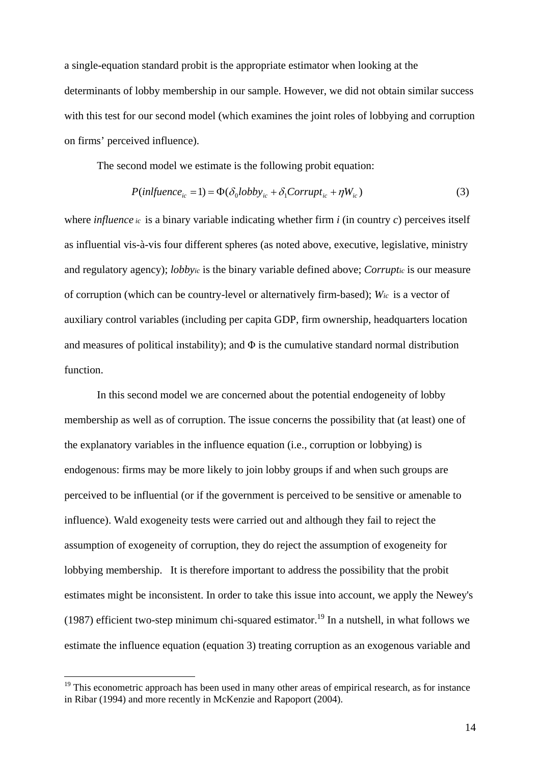a single-equation standard probit is the appropriate estimator when looking at the determinants of lobby membership in our sample. However, we did not obtain similar success with this test for our second model (which examines the joint roles of lobbying and corruption on firms' perceived influence).

The second model we estimate is the following probit equation:

$$P(inlfuence_{ic} = 1) = \Phi(\delta_0 lobby_{ic} + \delta_1 Corrupt_{ic} + \eta W_{ic}) \tag{3}$$

where $influence_{ic}$ is a binary variable indicating whether firm *i* (in country *c*) perceives itself as influential vis-à-vis four different spheres (as noted above, executive, legislative, ministry and regulatory agency); $lobby_{ic}$ is the binary variable defined above; $Corrupt_{ic}$ is our measure of corruption (which can be country-level or alternatively firm-based); $W_{ic}$ is a vector of auxiliary control variables (including per capita GDP, firm ownership, headquarters location and measures of political instability); and $\Phi$ is the cumulative standard normal distribution function.

In this second model we are concerned about the potential endogeneity of lobby membership as well as of corruption. The issue concerns the possibility that (at least) one of the explanatory variables in the influence equation (i.e., corruption or lobbying) is endogenous: firms may be more likely to join lobby groups if and when such groups are perceived to be influential (or if the government is perceived to be sensitive or amenable to influence). Wald exogeneity tests were carried out and although they fail to reject the assumption of exogeneity of corruption, they do reject the assumption of exogeneity for lobbying membership. It is therefore important to address the possibility that the probit estimates might be inconsistent. In order to take this issue into account, we apply the Newey's (1987) efficient two-step minimum chi-squared estimator.[19] In a nutshell, in what follows we estimate the influence equation (equation 3) treating corruption as an exogenous variable and

[19] This econometric approach has been used in many other areas of empirical research, as for instance in Ribar (1994) and more recently in McKenzie and Rapoport (2004).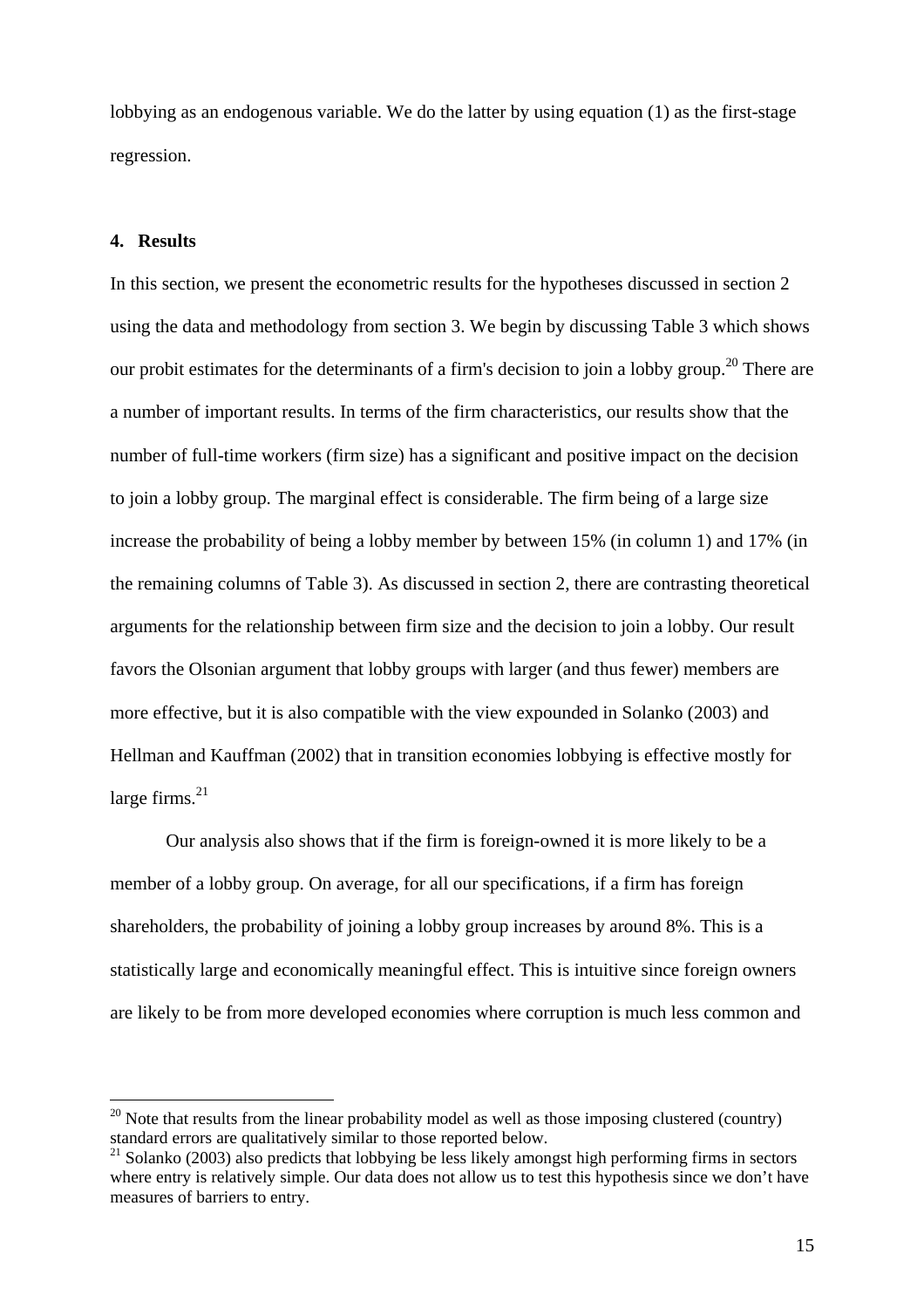lobbying as an endogenous variable. We do the latter by using equation (1) as the first-stage regression.

## 4. Results

In this section, we present the econometric results for the hypotheses discussed in section 2 using the data and methodology from section 3. We begin by discussing Table 3 which shows our probit estimates for the determinants of a firm's decision to join a lobby group.[20] There are a number of important results. In terms of the firm characteristics, our results show that the number of full-time workers (firm size) has a significant and positive impact on the decision to join a lobby group. The marginal effect is considerable. The firm being of a large size increase the probability of being a lobby member by between 15% (in column 1) and 17% (in the remaining columns of Table 3). As discussed in section 2, there are contrasting theoretical arguments for the relationship between firm size and the decision to join a lobby. Our result favors the Olsonian argument that lobby groups with larger (and thus fewer) members are more effective, but it is also compatible with the view expounded in Solanko (2003) and Hellman and Kauffman (2002) that in transition economies lobbying is effective mostly for large firms.[21]

Our analysis also shows that if the firm is foreign-owned it is more likely to be a member of a lobby group. On average, for all our specifications, if a firm has foreign shareholders, the probability of joining a lobby group increases by around 8%. This is a statistically large and economically meaningful effect. This is intuitive since foreign owners are likely to be from more developed economies where corruption is much less common and

[20] Note that results from the linear probability model as well as those imposing clustered (country) standard errors are qualitatively similar to those reported below.

[21] Solanko (2003) also predicts that lobbying be less likely amongst high performing firms in sectors where entry is relatively simple. Our data does not allow us to test this hypothesis since we don't have measures of barriers to entry.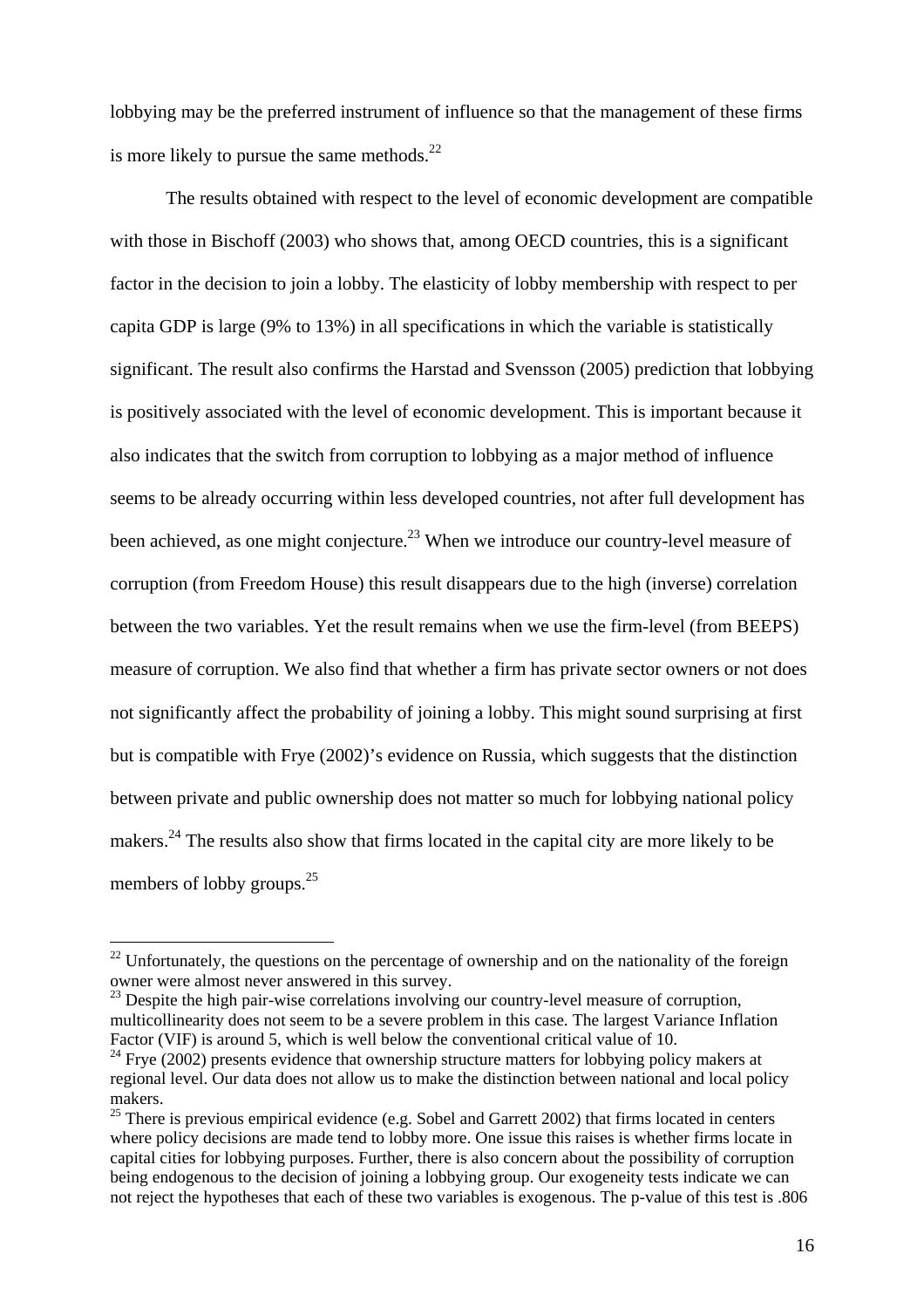lobbying may be the preferred instrument of influence so that the management of these firms is more likely to pursue the same methods.[22]

The results obtained with respect to the level of economic development are compatible with those in Bischoff (2003) who shows that, among OECD countries, this is a significant factor in the decision to join a lobby. The elasticity of lobby membership with respect to per capita GDP is large (9% to 13%) in all specifications in which the variable is statistically significant. The result also confirms the Harstad and Svensson (2005) prediction that lobbying is positively associated with the level of economic development. This is important because it also indicates that the switch from corruption to lobbying as a major method of influence seems to be already occurring within less developed countries, not after full development has been achieved, as one might conjecture.[23] When we introduce our country-level measure of corruption (from Freedom House) this result disappears due to the high (inverse) correlation between the two variables. Yet the result remains when we use the firm-level (from BEEPS) measure of corruption. We also find that whether a firm has private sector owners or not does not significantly affect the probability of joining a lobby. This might sound surprising at first but is compatible with Frye (2002)'s evidence on Russia, which suggests that the distinction between private and public ownership does not matter so much for lobbying national policy makers.[24] The results also show that firms located in the capital city are more likely to be members of lobby groups.[25]

---

[22] Unfortunately, the questions on the percentage of ownership and on the nationality of the foreign owner were almost never answered in this survey.

[23] Despite the high pair-wise correlations involving our country-level measure of corruption, multicollinearity does not seem to be a severe problem in this case. The largest Variance Inflation Factor (VIF) is around 5, which is well below the conventional critical value of 10.

[24] Frye (2002) presents evidence that ownership structure matters for lobbying policy makers at regional level. Our data does not allow us to make the distinction between national and local policy makers.

[25] There is previous empirical evidence (e.g. Sobel and Garrett 2002) that firms located in centers where policy decisions are made tend to lobby more. One issue this raises is whether firms locate in capital cities for lobbying purposes. Further, there is also concern about the possibility of corruption being endogenous to the decision of joining a lobbying group. Our exogeneity tests indicate we can not reject the hypotheses that each of these two variables is exogenous. The p-value of this test is .806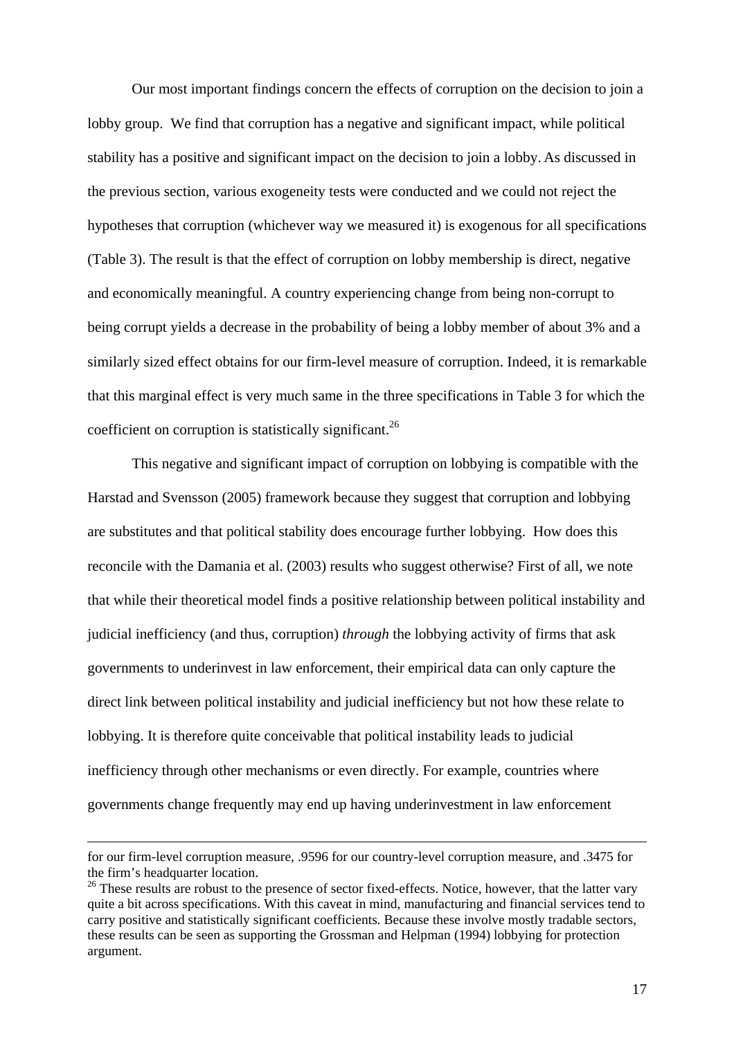Our most important findings concern the effects of corruption on the decision to join a lobby group. We find that corruption has a negative and significant impact, while political stability has a positive and significant impact on the decision to join a lobby. As discussed in the previous section, various exogeneity tests were conducted and we could not reject the hypotheses that corruption (whichever way we measured it) is exogenous for all specifications (Table 3). The result is that the effect of corruption on lobby membership is direct, negative and economically meaningful. A country experiencing change from being non-corrupt to being corrupt yields a decrease in the probability of being a lobby member of about 3% and a similarly sized effect obtains for our firm-level measure of corruption. Indeed, it is remarkable that this marginal effect is very much same in the three specifications in Table 3 for which the coefficient on corruption is statistically significant.[26]

This negative and significant impact of corruption on lobbying is compatible with the Harstad and Svensson (2005) framework because they suggest that corruption and lobbying are substitutes and that political stability does encourage further lobbying. How does this reconcile with the Damania et al. (2003) results who suggest otherwise? First of all, we note that while their theoretical model finds a positive relationship between political instability and judicial inefficiency (and thus, corruption) *through* the lobbying activity of firms that ask governments to underinvest in law enforcement, their empirical data can only capture the direct link between political instability and judicial inefficiency but not how these relate to lobbying. It is therefore quite conceivable that political instability leads to judicial inefficiency through other mechanisms or even directly. For example, countries where governments change frequently may end up having underinvestment in law enforcement

---

for our firm-level corruption measure, .9596 for our country-level corruption measure, and .3475 for the firm's headquarter location.

[26] These results are robust to the presence of sector fixed-effects. Notice, however, that the latter vary quite a bit across specifications. With this caveat in mind, manufacturing and financial services tend to carry positive and statistically significant coefficients. Because these involve mostly tradable sectors, these results can be seen as supporting the Grossman and Helpman (1994) lobbying for protection argument.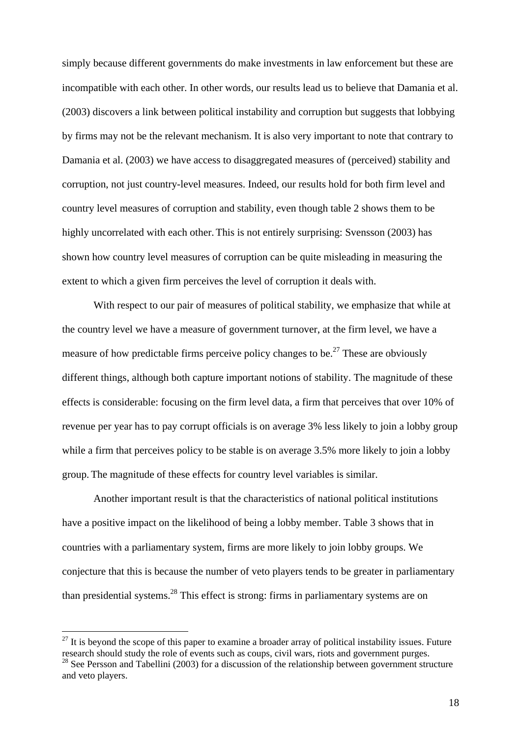simply because different governments do make investments in law enforcement but these are incompatible with each other. In other words, our results lead us to believe that Damania et al. (2003) discovers a link between political instability and corruption but suggests that lobbying by firms may not be the relevant mechanism. It is also very important to note that contrary to Damania et al. (2003) we have access to disaggregated measures of (perceived) stability and corruption, not just country-level measures. Indeed, our results hold for both firm level and country level measures of corruption and stability, even though table 2 shows them to be highly uncorrelated with each other. This is not entirely surprising: Svensson (2003) has shown how country level measures of corruption can be quite misleading in measuring the extent to which a given firm perceives the level of corruption it deals with.

With respect to our pair of measures of political stability, we emphasize that while at the country level we have a measure of government turnover, at the firm level, we have a measure of how predictable firms perceive policy changes to be.[27] These are obviously different things, although both capture important notions of stability. The magnitude of these effects is considerable: focusing on the firm level data, a firm that perceives that over 10% of revenue per year has to pay corrupt officials is on average 3% less likely to join a lobby group while a firm that perceives policy to be stable is on average 3.5% more likely to join a lobby group. The magnitude of these effects for country level variables is similar.

Another important result is that the characteristics of national political institutions have a positive impact on the likelihood of being a lobby member. Table 3 shows that in countries with a parliamentary system, firms are more likely to join lobby groups. We conjecture that this is because the number of veto players tends to be greater in parliamentary than presidential systems.[28] This effect is strong: firms in parliamentary systems are on

[27] It is beyond the scope of this paper to examine a broader array of political instability issues. Future research should study the role of events such as coups, civil wars, riots and government purges.

[28] See Persson and Tabellini (2003) for a discussion of the relationship between government structure and veto players.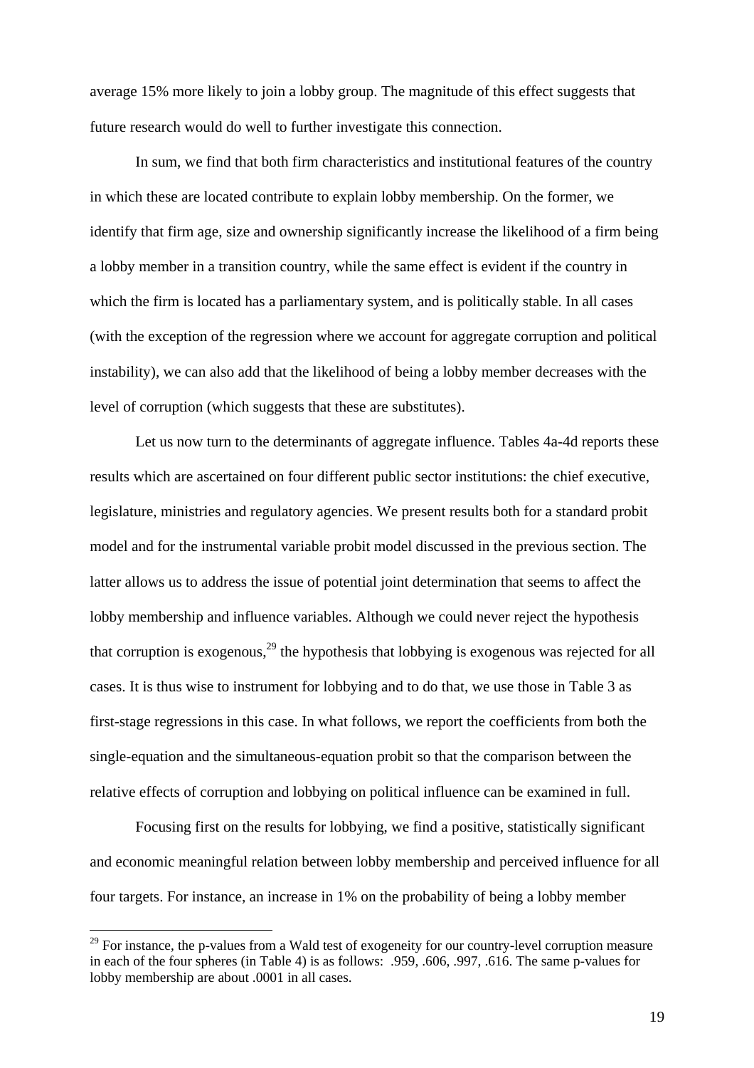average 15% more likely to join a lobby group. The magnitude of this effect suggests that future research would do well to further investigate this connection.

In sum, we find that both firm characteristics and institutional features of the country in which these are located contribute to explain lobby membership. On the former, we identify that firm age, size and ownership significantly increase the likelihood of a firm being a lobby member in a transition country, while the same effect is evident if the country in which the firm is located has a parliamentary system, and is politically stable. In all cases (with the exception of the regression where we account for aggregate corruption and political instability), we can also add that the likelihood of being a lobby member decreases with the level of corruption (which suggests that these are substitutes).

Let us now turn to the determinants of aggregate influence. Tables 4a-4d reports these results which are ascertained on four different public sector institutions: the chief executive, legislature, ministries and regulatory agencies. We present results both for a standard probit model and for the instrumental variable probit model discussed in the previous section. The latter allows us to address the issue of potential joint determination that seems to affect the lobby membership and influence variables. Although we could never reject the hypothesis that corruption is exogenous,[29] the hypothesis that lobbying is exogenous was rejected for all cases. It is thus wise to instrument for lobbying and to do that, we use those in Table 3 as first-stage regressions in this case. In what follows, we report the coefficients from both the single-equation and the simultaneous-equation probit so that the comparison between the relative effects of corruption and lobbying on political influence can be examined in full.

Focusing first on the results for lobbying, we find a positive, statistically significant and economic meaningful relation between lobby membership and perceived influence for all four targets. For instance, an increase in 1% on the probability of being a lobby member

[29] For instance, the p-values from a Wald test of exogeneity for our country-level corruption measure in each of the four spheres (in Table 4) is as follows: .959, .606, .997, .616. The same p-values for lobby membership are about .0001 in all cases.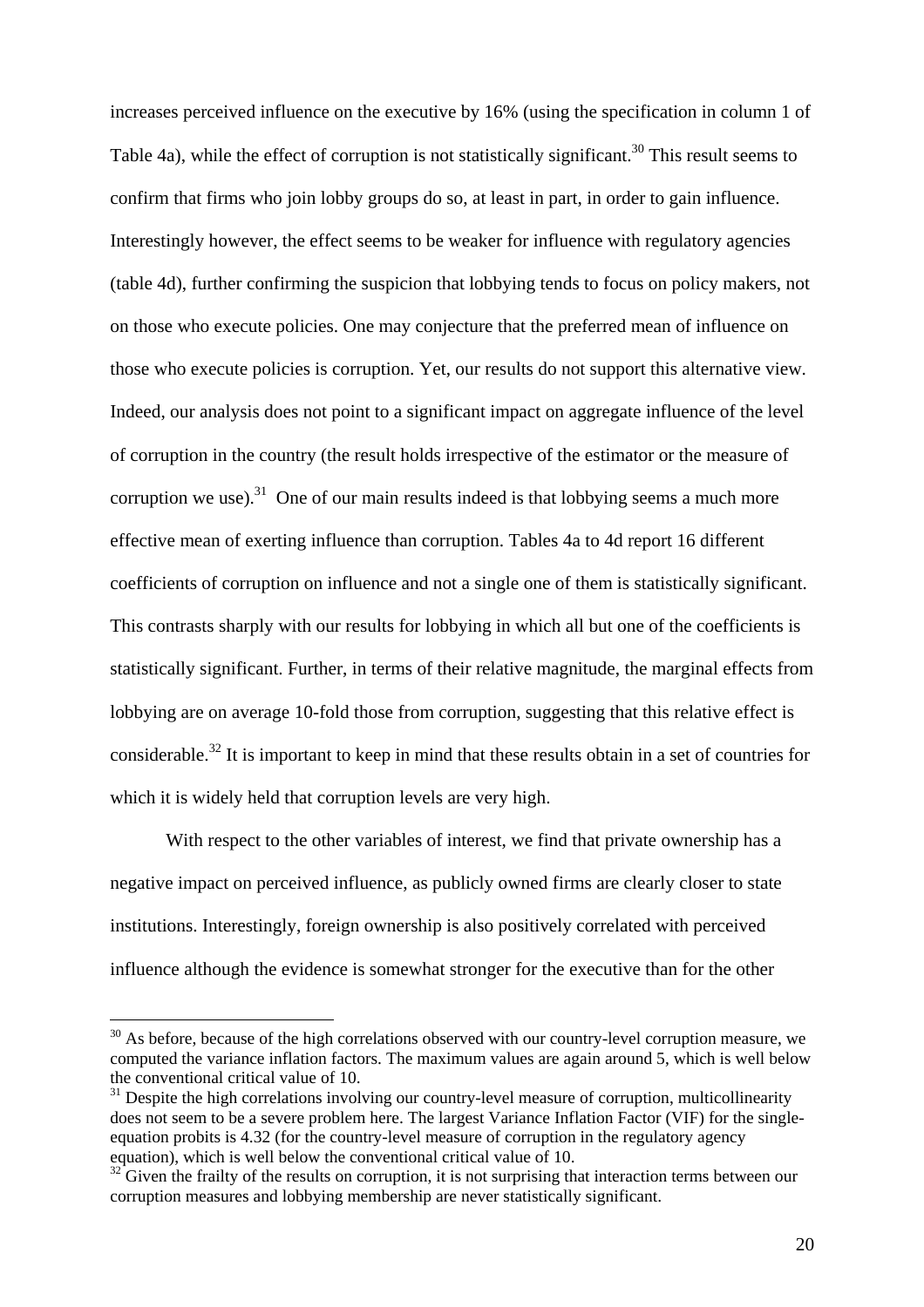increases perceived influence on the executive by 16% (using the specification in column 1 of Table 4a), while the effect of corruption is not statistically significant.[30] This result seems to confirm that firms who join lobby groups do so, at least in part, in order to gain influence. Interestingly however, the effect seems to be weaker for influence with regulatory agencies (table 4d), further confirming the suspicion that lobbying tends to focus on policy makers, not on those who execute policies. One may conjecture that the preferred mean of influence on those who execute policies is corruption. Yet, our results do not support this alternative view. Indeed, our analysis does not point to a significant impact on aggregate influence of the level of corruption in the country (the result holds irrespective of the estimator or the measure of corruption we use).[31] One of our main results indeed is that lobbying seems a much more effective mean of exerting influence than corruption. Tables 4a to 4d report 16 different coefficients of corruption on influence and not a single one of them is statistically significant. This contrasts sharply with our results for lobbying in which all but one of the coefficients is statistically significant. Further, in terms of their relative magnitude, the marginal effects from lobbying are on average 10-fold those from corruption, suggesting that this relative effect is considerable.[32] It is important to keep in mind that these results obtain in a set of countries for which it is widely held that corruption levels are very high.

With respect to the other variables of interest, we find that private ownership has a negative impact on perceived influence, as publicly owned firms are clearly closer to state institutions. Interestingly, foreign ownership is also positively correlated with perceived influence although the evidence is somewhat stronger for the executive than for the other

---

[30] As before, because of the high correlations observed with our country-level corruption measure, we computed the variance inflation factors. The maximum values are again around 5, which is well below the conventional critical value of 10.

[31] Despite the high correlations involving our country-level measure of corruption, multicollinearity does not seem to be a severe problem here. The largest Variance Inflation Factor (VIF) for the single-equation probits is 4.32 (for the country-level measure of corruption in the regulatory agency equation), which is well below the conventional critical value of 10.

[32] Given the frailty of the results on corruption, it is not surprising that interaction terms between our corruption measures and lobbying membership are never statistically significant.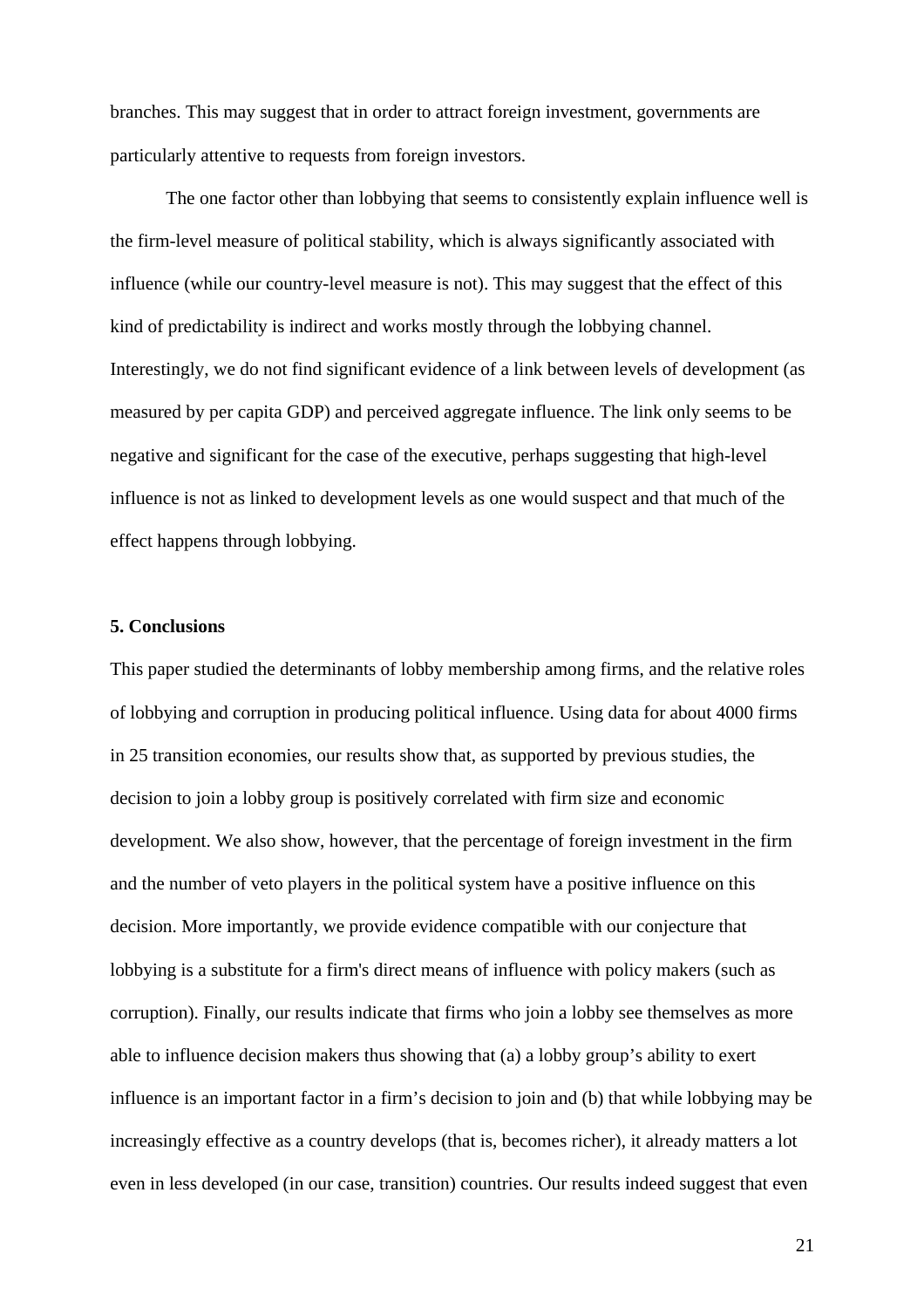branches. This may suggest that in order to attract foreign investment, governments are particularly attentive to requests from foreign investors.

The one factor other than lobbying that seems to consistently explain influence well is the firm-level measure of political stability, which is always significantly associated with influence (while our country-level measure is not). This may suggest that the effect of this kind of predictability is indirect and works mostly through the lobbying channel. Interestingly, we do not find significant evidence of a link between levels of development (as measured by per capita GDP) and perceived aggregate influence. The link only seems to be negative and significant for the case of the executive, perhaps suggesting that high-level influence is not as linked to development levels as one would suspect and that much of the effect happens through lobbying.

## 5. Conclusions

This paper studied the determinants of lobby membership among firms, and the relative roles of lobbying and corruption in producing political influence. Using data for about 4000 firms in 25 transition economies, our results show that, as supported by previous studies, the decision to join a lobby group is positively correlated with firm size and economic development. We also show, however, that the percentage of foreign investment in the firm and the number of veto players in the political system have a positive influence on this decision. More importantly, we provide evidence compatible with our conjecture that lobbying is a substitute for a firm's direct means of influence with policy makers (such as corruption). Finally, our results indicate that firms who join a lobby see themselves as more able to influence decision makers thus showing that (a) a lobby group's ability to exert influence is an important factor in a firm's decision to join and (b) that while lobbying may be increasingly effective as a country develops (that is, becomes richer), it already matters a lot even in less developed (in our case, transition) countries. Our results indeed suggest that even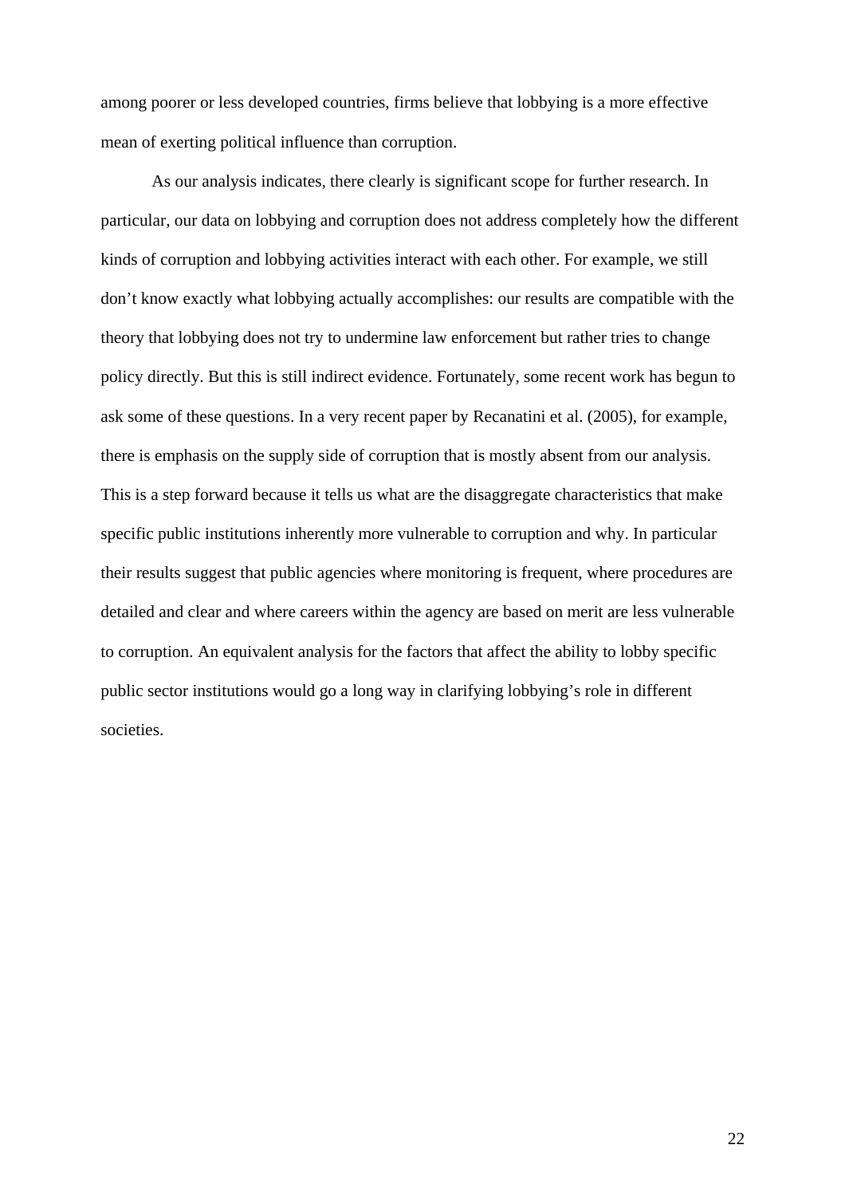among poorer or less developed countries, firms believe that lobbying is a more effective mean of exerting political influence than corruption.

As our analysis indicates, there clearly is significant scope for further research. In particular, our data on lobbying and corruption does not address completely how the different kinds of corruption and lobbying activities interact with each other. For example, we still don't know exactly what lobbying actually accomplishes: our results are compatible with the theory that lobbying does not try to undermine law enforcement but rather tries to change policy directly. But this is still indirect evidence. Fortunately, some recent work has begun to ask some of these questions. In a very recent paper by Recanatini et al. (2005), for example, there is emphasis on the supply side of corruption that is mostly absent from our analysis. This is a step forward because it tells us what are the disaggregate characteristics that make specific public institutions inherently more vulnerable to corruption and why. In particular their results suggest that public agencies where monitoring is frequent, where procedures are detailed and clear and where careers within the agency are based on merit are less vulnerable to corruption. An equivalent analysis for the factors that affect the ability to lobby specific public sector institutions would go a long way in clarifying lobbying's role in different societies.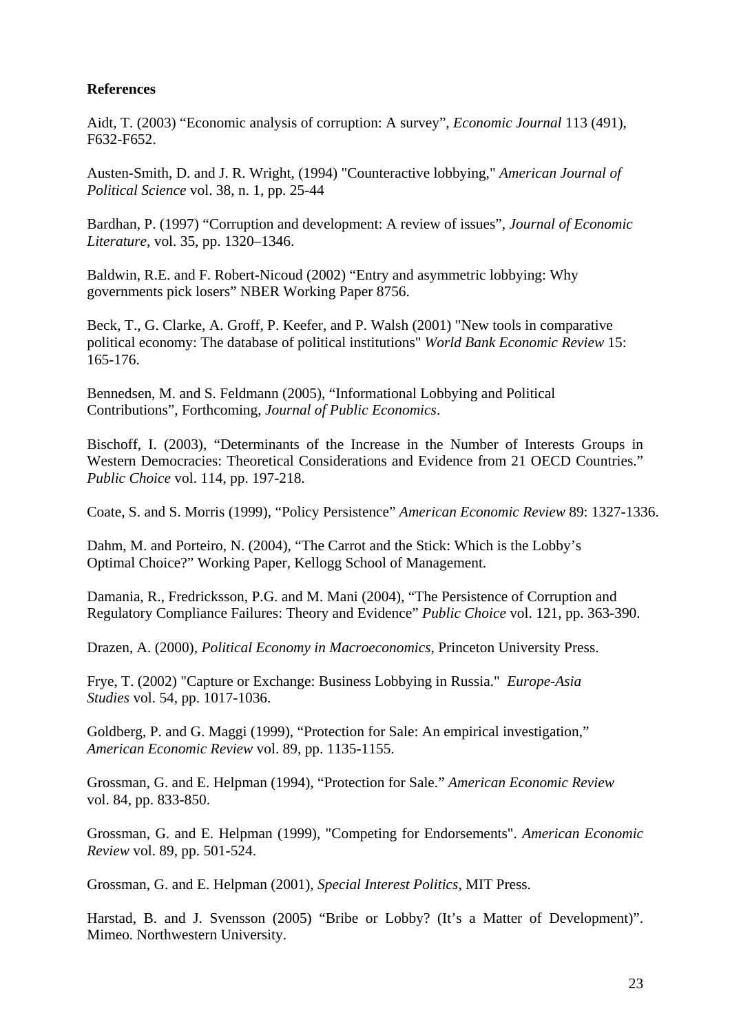**References**

Aidt, T. (2003) “Economic analysis of corruption: A survey”, *Economic Journal* 113 (491), F632-F652.

Austen-Smith, D. and J. R. Wright, (1994) "Counteractive lobbying," *American Journal of Political Science* vol. 38, n. 1, pp. 25-44

Bardhan, P. (1997) “Corruption and development: A review of issues”, *Journal of Economic Literature*, vol. 35, pp. 1320–1346.

Baldwin, R.E. and F. Robert-Nicoud (2002) “Entry and asymmetric lobbying: Why governments pick losers” NBER Working Paper 8756.

Beck, T., G. Clarke, A. Groff, P. Keefer, and P. Walsh (2001) "New tools in comparative political economy: The database of political institutions" *World Bank Economic Review* 15: 165-176.

Bennedsen, M. and S. Feldmann (2005), “Informational Lobbying and Political Contributions”, Forthcoming, *Journal of Public Economics*.

Bischoff, I. (2003), “Determinants of the Increase in the Number of Interests Groups in Western Democracies: Theoretical Considerations and Evidence from 21 OECD Countries.” *Public Choice* vol. 114, pp. 197-218.

Coate, S. and S. Morris (1999), “Policy Persistence” *American Economic Review* 89: 1327-1336.

Dahm, M. and Porteiro, N. (2004), “The Carrot and the Stick: Which is the Lobby’s Optimal Choice?” Working Paper, Kellogg School of Management.

Damania, R., Fredricksson, P.G. and M. Mani (2004), “The Persistence of Corruption and Regulatory Compliance Failures: Theory and Evidence” *Public Choice* vol. 121, pp. 363-390.

Drazen, A. (2000), *Political Economy in Macroeconomics*, Princeton University Press.

Frye, T. (2002) "Capture or Exchange: Business Lobbying in Russia." *Europe-Asia Studies* vol. 54, pp. 1017-1036.

Goldberg, P. and G. Maggi (1999), “Protection for Sale: An empirical investigation,” *American Economic Review* vol. 89, pp. 1135-1155.

Grossman, G. and E. Helpman (1994), “Protection for Sale.” *American Economic Review* vol. 84, pp. 833-850.

Grossman, G. and E. Helpman (1999), "Competing for Endorsements". *American Economic Review* vol. 89, pp. 501-524.

Grossman, G. and E. Helpman (2001), *Special Interest Politics*, MIT Press.

Harstad, B. and J. Svensson (2005) “Bribe or Lobby? (It’s a Matter of Development)”. Mimeo. Northwestern University.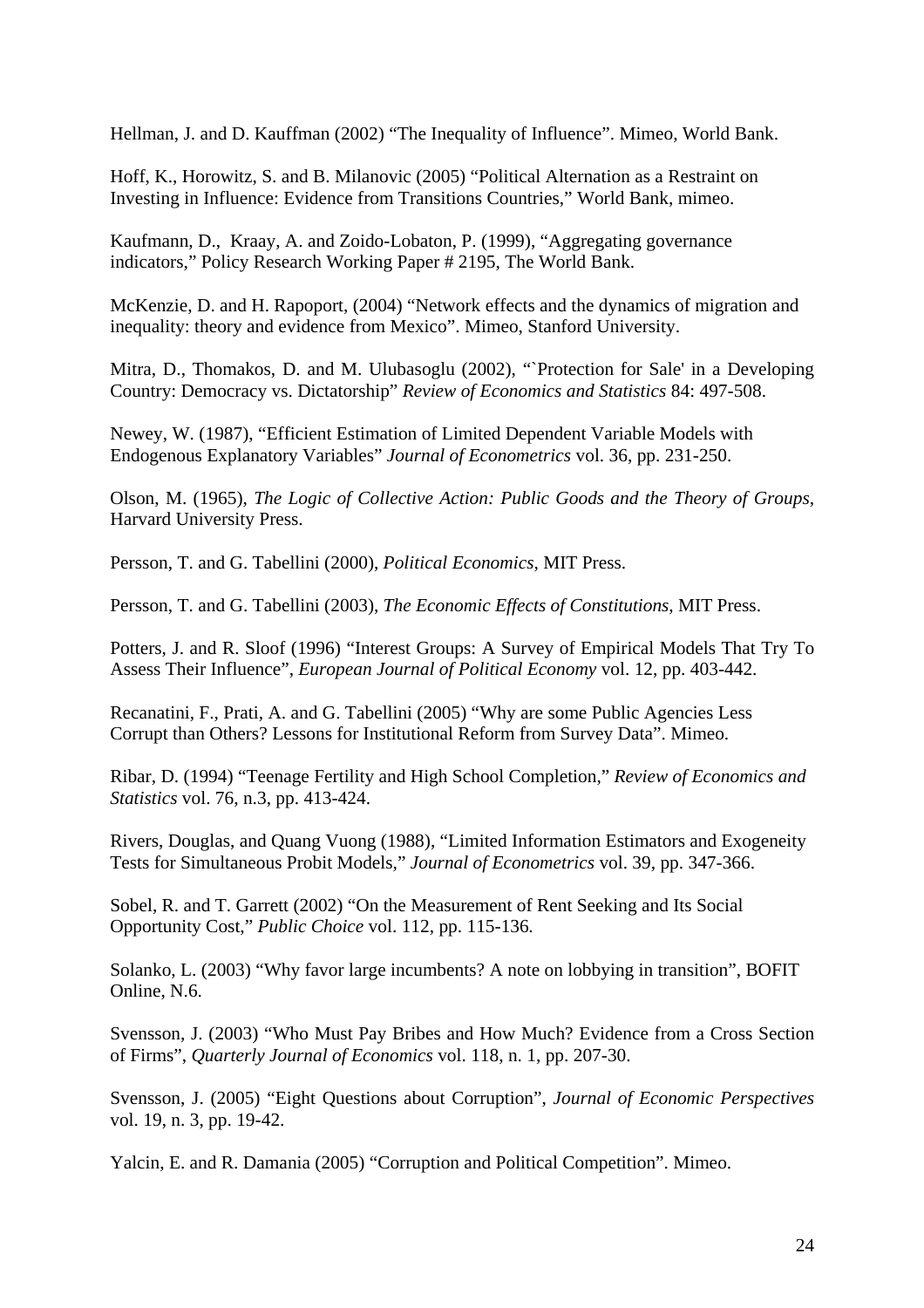Hellman, J. and D. Kauffman (2002) “The Inequality of Influence”. Mimeo, World Bank.

Hoff, K., Horowitz, S. and B. Milanovic (2005) “Political Alternation as a Restraint on Investing in Influence: Evidence from Transitions Countries,” World Bank, mimeo.

Kaufmann, D., Kraay, A. and Zoido-Lobaton, P. (1999), “Aggregating governance indicators,” Policy Research Working Paper # 2195, The World Bank.

McKenzie, D. and H. Rapoport, (2004) “Network effects and the dynamics of migration and inequality: theory and evidence from Mexico”. Mimeo, Stanford University.

Mitra, D., Thomakos, D. and M. Ulubasoglu (2002), “`Protection for Sale' in a Developing Country: Democracy vs. Dictatorship” *Review of Economics and Statistics* 84: 497-508.

Newey, W. (1987), “Efficient Estimation of Limited Dependent Variable Models with Endogenous Explanatory Variables” *Journal of Econometrics* vol. 36, pp. 231-250.

Olson, M. (1965), *The Logic of Collective Action: Public Goods and the Theory of Groups*, Harvard University Press.

Persson, T. and G. Tabellini (2000), *Political Economics*, MIT Press.

Persson, T. and G. Tabellini (2003), *The Economic Effects of Constitutions*, MIT Press.

Potters, J. and R. Sloof (1996) “Interest Groups: A Survey of Empirical Models That Try To Assess Their Influence”, *European Journal of Political Economy* vol. 12, pp. 403-442.

Recanatini, F., Prati, A. and G. Tabellini (2005) “Why are some Public Agencies Less Corrupt than Others? Lessons for Institutional Reform from Survey Data”. Mimeo.

Ribar, D. (1994) “Teenage Fertility and High School Completion,” *Review of Economics and Statistics* vol. 76, n.3, pp. 413-424.

Rivers, Douglas, and Quang Vuong (1988), “Limited Information Estimators and Exogeneity Tests for Simultaneous Probit Models,” *Journal of Econometrics* vol. 39, pp. 347-366.

Sobel, R. and T. Garrett (2002) “On the Measurement of Rent Seeking and Its Social Opportunity Cost,” *Public Choice* vol. 112, pp. 115-136*.*

Solanko, L. (2003) “Why favor large incumbents? A note on lobbying in transition”, BOFIT Online, N.6.

Svensson, J. (2003) “Who Must Pay Bribes and How Much? Evidence from a Cross Section of Firms”, *Quarterly Journal of Economics* vol. 118, n. 1, pp. 207-30.

Svensson, J. (2005) “Eight Questions about Corruption”, *Journal of Economic Perspectives* vol. 19, n. 3, pp. 19-42.

Yalcin, E. and R. Damania (2005) “Corruption and Political Competition”. Mimeo.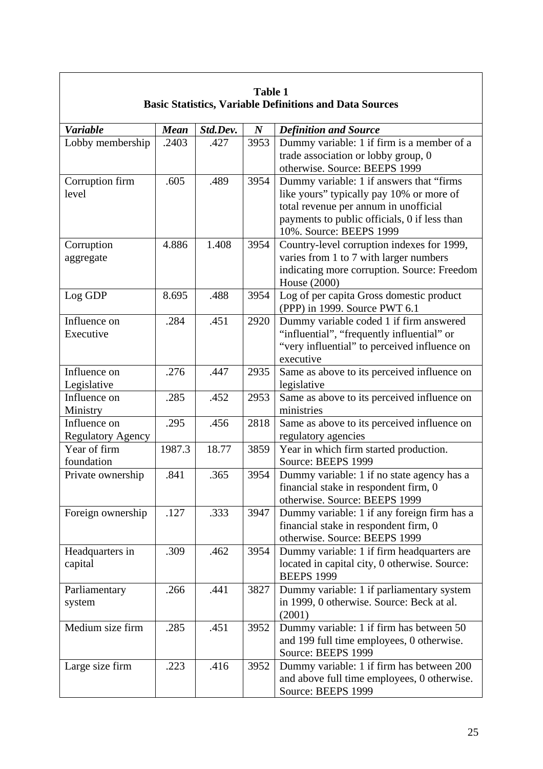**Table 1**
**Basic Statistics, Variable Definitions and Data Sources**

| *Variable* | *Mean* | *Std.Dev.* | *N* | *Definition and Source* |
|---|---|---|---|---|
| Lobby membership | .2403 | .427 | 3953 | Dummy variable: 1 if firm is a member of a trade association or lobby group, 0 otherwise. Source: BEEPS 1999 |
| Corruption firm level | .605 | .489 | 3954 | Dummy variable: 1 if answers that "firms like yours" typically pay 10% or more of total revenue per annum in unofficial payments to public officials, 0 if less than 10%. Source: BEEPS 1999 |
| Corruption aggregate | 4.886 | 1.408 | 3954 | Country-level corruption indexes for 1999, varies from 1 to 7 with larger numbers indicating more corruption. Source: Freedom House (2000) |
| Log GDP | 8.695 | .488 | 3954 | Log of per capita Gross domestic product (PPP) in 1999. Source PWT 6.1 |
| Influence on Executive | .284 | .451 | 2920 | Dummy variable coded 1 if firm answered "influential", "frequently influential" or "very influential" to perceived influence on executive |
| Influence on Legislative | .276 | .447 | 2935 | Same as above to its perceived influence on legislative |
| Influence on Ministry | .285 | .452 | 2953 | Same as above to its perceived influence on ministries |
| Influence on Regulatory Agency | .295 | .456 | 2818 | Same as above to its perceived influence on regulatory agencies |
| Year of firm foundation | 1987.3 | 18.77 | 3859 | Year in which firm started production. Source: BEEPS 1999 |
| Private ownership | .841 | .365 | 3954 | Dummy variable: 1 if no state agency has a financial stake in respondent firm, 0 otherwise. Source: BEEPS 1999 |
| Foreign ownership | .127 | .333 | 3947 | Dummy variable: 1 if any foreign firm has a financial stake in respondent firm, 0 otherwise. Source: BEEPS 1999 |
| Headquarters in capital | .309 | .462 | 3954 | Dummy variable: 1 if firm headquarters are located in capital city, 0 otherwise. Source: BEEPS 1999 |
| Parliamentary system | .266 | .441 | 3827 | Dummy variable: 1 if parliamentary system in 1999, 0 otherwise. Source: Beck at al. (2001) |
| Medium size firm | .285 | .451 | 3952 | Dummy variable: 1 if firm has between 50 and 199 full time employees, 0 otherwise. Source: BEEPS 1999 |
| Large size firm | .223 | .416 | 3952 | Dummy variable: 1 if firm has between 200 and above full time employees, 0 otherwise. Source: BEEPS 1999 |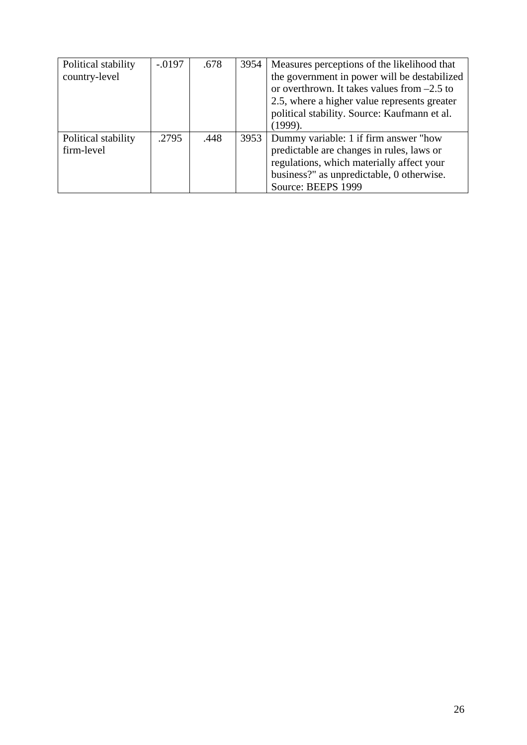| Political stability country-level | -.0197 | .678 | 3954 | Measures perceptions of the likelihood that the government in power will be destabilized or overthrown. It takes values from –2.5 to 2.5, where a higher value represents greater political stability. Source: Kaufmann et al. (1999). |
|---|---|---|---|---|
| Political stability firm-level | .2795 | .448 | 3953 | Dummy variable: 1 if firm answer "how predictable are changes in rules, laws or regulations, which materially affect your business?" as unpredictable, 0 otherwise. Source: BEEPS 1999 |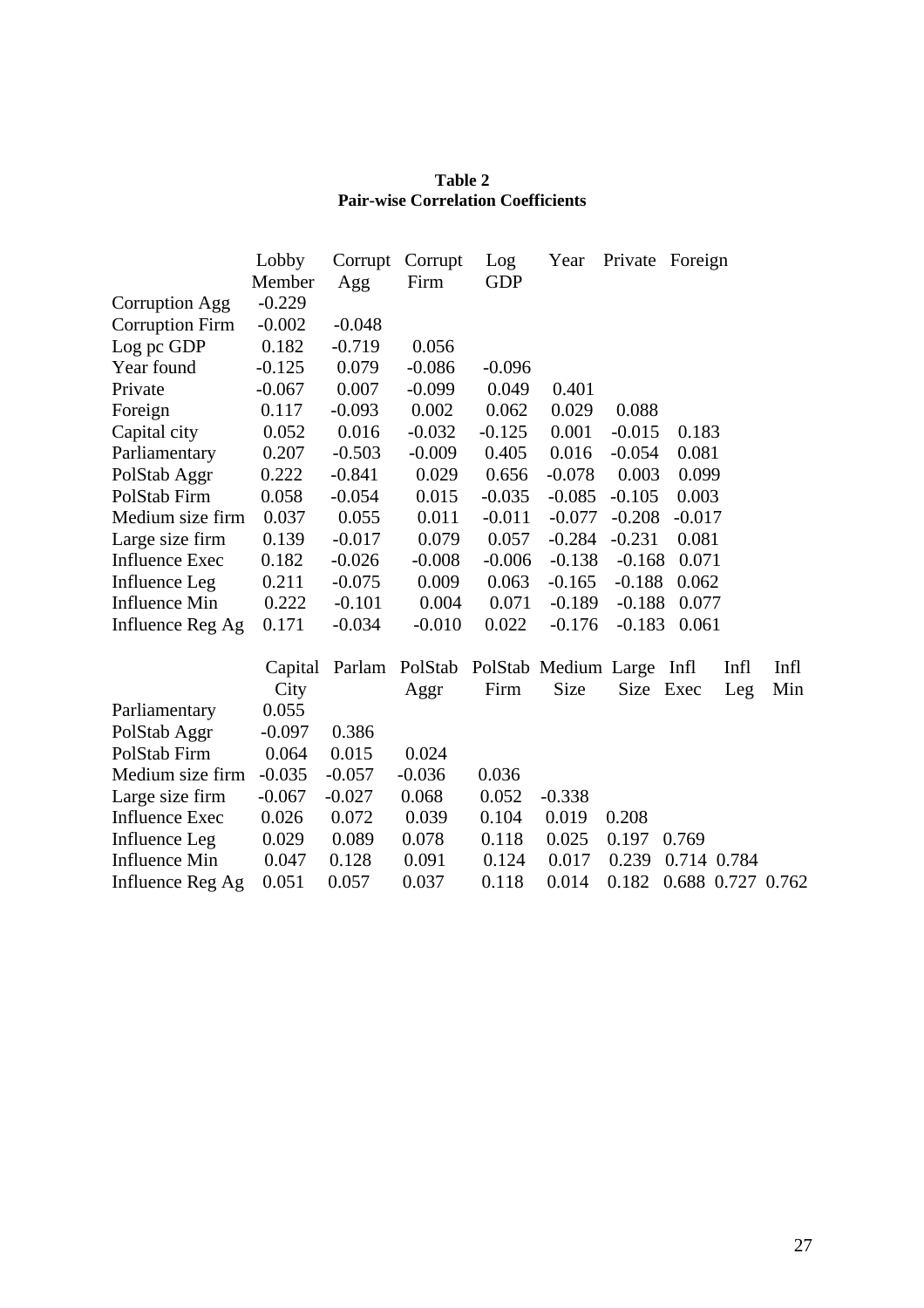**Table 2**
**Pair-wise Correlation Coefficients**

| | Lobby Member | Corrupt Agg | Corrupt Firm | Log GDP | Year | Private | Foreign |
|---|---|---|---|---|---|---|---|
| Corruption Agg | -0.229 | | | | | | |
| Corruption Firm | -0.002 | -0.048 | | | | | |
| Log pc GDP | 0.182 | -0.719 | 0.056 | | | | |
| Year found | -0.125 | 0.079 | -0.086 | -0.096 | | | |
| Private | -0.067 | 0.007 | -0.099 | 0.049 | 0.401 | | |
| Foreign | 0.117 | -0.093 | 0.002 | 0.062 | 0.029 | 0.088 | |
| Capital city | 0.052 | 0.016 | -0.032 | -0.125 | 0.001 | -0.015 | 0.183 |
| Parliamentary | 0.207 | -0.503 | -0.009 | 0.405 | 0.016 | -0.054 | 0.081 |
| PolStab Aggr | 0.222 | -0.841 | 0.029 | 0.656 | -0.078 | 0.003 | 0.099 |
| PolStab Firm | 0.058 | -0.054 | 0.015 | -0.035 | -0.085 | -0.105 | 0.003 |
| Medium size firm | 0.037 | 0.055 | 0.011 | -0.011 | -0.077 | -0.208 | -0.017 |
| Large size firm | 0.139 | -0.017 | 0.079 | 0.057 | -0.284 | -0.231 | 0.081 |
| Influence Exec | 0.182 | -0.026 | -0.008 | -0.006 | -0.138 | -0.168 | 0.071 |
| Influence Leg | 0.211 | -0.075 | 0.009 | 0.063 | -0.165 | -0.188 | 0.062 |
| Influence Min | 0.222 | -0.101 | 0.004 | 0.071 | -0.189 | -0.188 | 0.077 |
| Influence Reg Ag | 0.171 | -0.034 | -0.010 | 0.022 | -0.176 | -0.183 | 0.061 |

| | Capital City | Parlam | PolStab Aggr | PolStab Firm | Medium Size | Large Size | Infl Exec | Infl Leg | Infl Min |
|---|---|---|---|---|---|---|---|---|---|
| Parliamentary | 0.055 | | | | | | | | |
| PolStab Aggr | -0.097 | 0.386 | | | | | | | |
| PolStab Firm | 0.064 | 0.015 | 0.024 | | | | | | |
| Medium size firm | -0.035 | -0.057 | -0.036 | 0.036 | | | | | |
| Large size firm | -0.067 | -0.027 | 0.068 | 0.052 | -0.338 | | | | |
| Influence Exec | 0.026 | 0.072 | 0.039 | 0.104 | 0.019 | 0.208 | | | |
| Influence Leg | 0.029 | 0.089 | 0.078 | 0.118 | 0.025 | 0.197 | 0.769 | | |
| Influence Min | 0.047 | 0.128 | 0.091 | 0.124 | 0.017 | 0.239 | 0.714 | 0.784 | |
| Influence Reg Ag | 0.051 | 0.057 | 0.037 | 0.118 | 0.014 | 0.182 | 0.688 | 0.727 | 0.762 |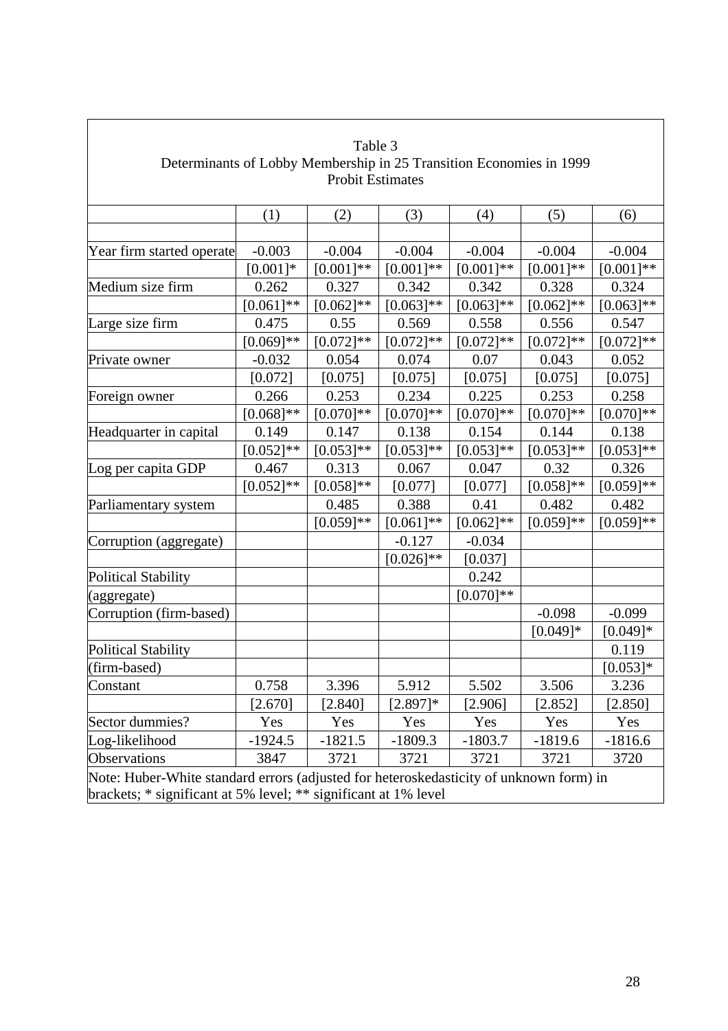Table 3
Determinants of Lobby Membership in 25 Transition Economies in 1999
Probit Estimates

| | (1) | (2) | (3) | (4) | (5) | (6) |
|---|---|---|---|---|---|---|
| Year firm started operate | -0.003 | -0.004 | -0.004 | -0.004 | -0.004 | -0.004 |
| | [0.001]* | [0.001]** | [0.001]** | [0.001]** | [0.001]** | [0.001]** |
| Medium size firm | 0.262 | 0.327 | 0.342 | 0.342 | 0.328 | 0.324 |
| | [0.061]** | [0.062]** | [0.063]** | [0.063]** | [0.062]** | [0.063]** |
| Large size firm | 0.475 | 0.55 | 0.569 | 0.558 | 0.556 | 0.547 |
| | [0.069]** | [0.072]** | [0.072]** | [0.072]** | [0.072]** | [0.072]** |
| Private owner | -0.032 | 0.054 | 0.074 | 0.07 | 0.043 | 0.052 |
| | [0.072] | [0.075] | [0.075] | [0.075] | [0.075] | [0.075] |
| Foreign owner | 0.266 | 0.253 | 0.234 | 0.225 | 0.253 | 0.258 |
| | [0.068]** | [0.070]** | [0.070]** | [0.070]** | [0.070]** | [0.070]** |
| Headquarter in capital | 0.149 | 0.147 | 0.138 | 0.154 | 0.144 | 0.138 |
| | [0.052]** | [0.053]** | [0.053]** | [0.053]** | [0.053]** | [0.053]** |
| Log per capita GDP | 0.467 | 0.313 | 0.067 | 0.047 | 0.32 | 0.326 |
| | [0.052]** | [0.058]** | [0.077] | [0.077] | [0.058]** | [0.059]** |
| Parliamentary system | | 0.485 | 0.388 | 0.41 | 0.482 | 0.482 |
| | | [0.059]** | [0.061]** | [0.062]** | [0.059]** | [0.059]** |
| Corruption (aggregate) | | | -0.127 | -0.034 | | |
| | | | [0.026]** | [0.037] | | |
| Political Stability | | | | 0.242 | | |
| (aggregate) | | | | [0.070]** | | |
| Corruption (firm-based) | | | | | -0.098 | -0.099 |
| | | | | | [0.049]* | [0.049]* |
| Political Stability | | | | | | 0.119 |
| (firm-based) | | | | | | [0.053]* |
| Constant | 0.758 | 3.396 | 5.912 | 5.502 | 3.506 | 3.236 |
| | [2.670] | [2.840] | [2.897]* | [2.906] | [2.852] | [2.850] |
| Sector dummies? | Yes | Yes | Yes | Yes | Yes | Yes |
| Log-likelihood | -1924.5 | -1821.5 | -1809.3 | -1803.7 | -1819.6 | -1816.6 |
| Observations | 3847 | 3721 | 3721 | 3721 | 3721 | 3720 |

Note: Huber-White standard errors (adjusted for heteroskedasticity of unknown form) in brackets; * significant at 5% level; ** significant at 1% level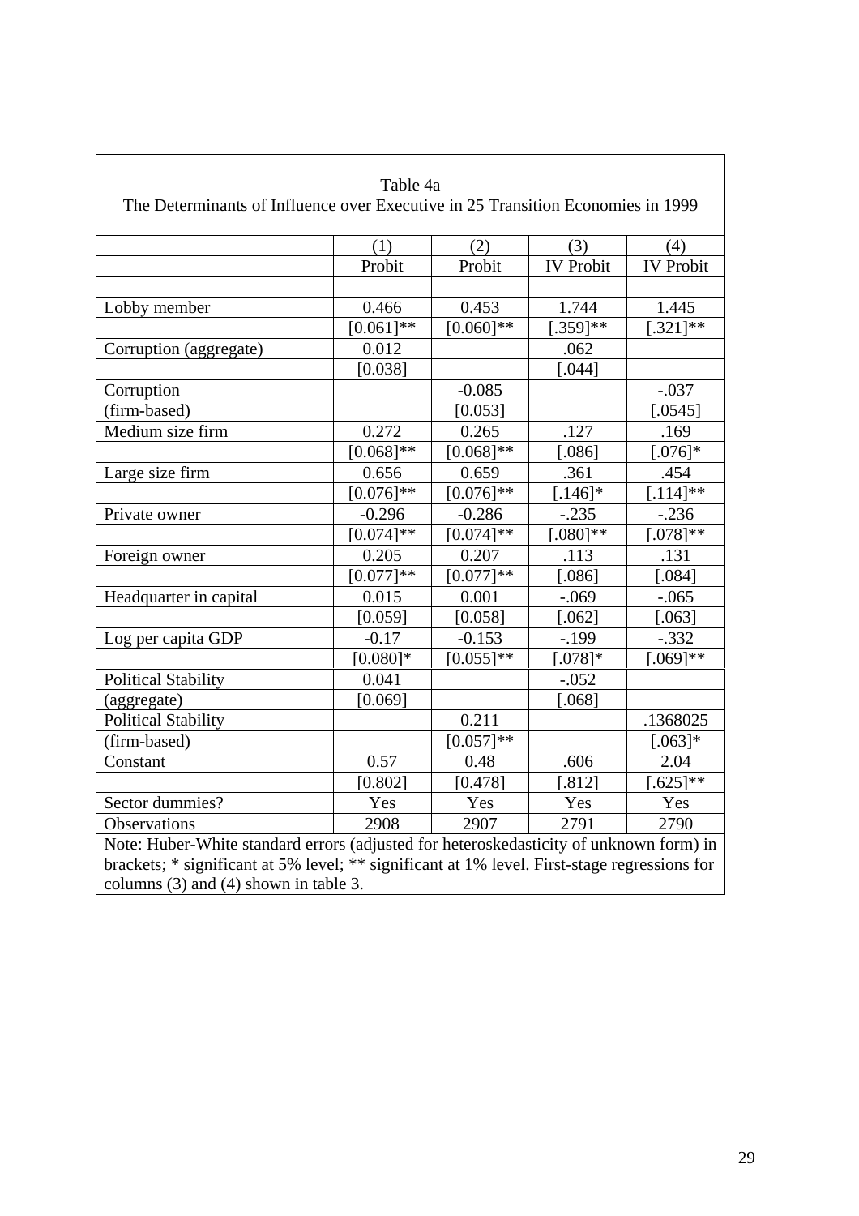Table 4a
The Determinants of Influence over Executive in 25 Transition Economies in 1999

| | (1) | (2) | (3) | (4) |
|---|---|---|---|---|
| | Probit | Probit | IV Probit | IV Probit |
| | | | | |
| Lobby member | 0.466 | 0.453 | 1.744 | 1.445 |
| | [0.061]** | [0.060]** | [.359]** | [.321]** |
| Corruption (aggregate) | 0.012 | | .062 | |
| | [0.038] | | [.044] | |
| Corruption | | -0.085 | | -.037 |
| (firm-based) | | [0.053] | | [.0545] |
| Medium size firm | 0.272 | 0.265 | .127 | .169 |
| | [0.068]** | [0.068]** | [.086] | [.076]* |
| Large size firm | 0.656 | 0.659 | .361 | .454 |
| | [0.076]** | [0.076]** | [.146]* | [.114]** |
| Private owner | -0.296 | -0.286 | -.235 | -.236 |
| | [0.074]** | [0.074]** | [.080]** | [.078]** |
| Foreign owner | 0.205 | 0.207 | .113 | .131 |
| | [0.077]** | [0.077]** | [.086] | [.084] |
| Headquarter in capital | 0.015 | 0.001 | -.069 | -.065 |
| | [0.059] | [0.058] | [.062] | [.063] |
| Log per capita GDP | -0.17 | -0.153 | -.199 | -.332 |
| | [0.080]* | [0.055]** | [.078]* | [.069]** |
| Political Stability | 0.041 | | -.052 | |
| (aggregate) | [0.069] | | [.068] | |
| Political Stability | | 0.211 | | .1368025 |
| (firm-based) | | [0.057]** | | [.063]* |
| Constant | 0.57 | 0.48 | .606 | 2.04 |
| | [0.802] | [0.478] | [.812] | [.625]** |
| Sector dummies? | Yes | Yes | Yes | Yes |
| Observations | 2908 | 2907 | 2791 | 2790 |

Note: Huber-White standard errors (adjusted for heteroskedasticity of unknown form) in brackets; * significant at 5% level; ** significant at 1% level. First-stage regressions for columns (3) and (4) shown in table 3.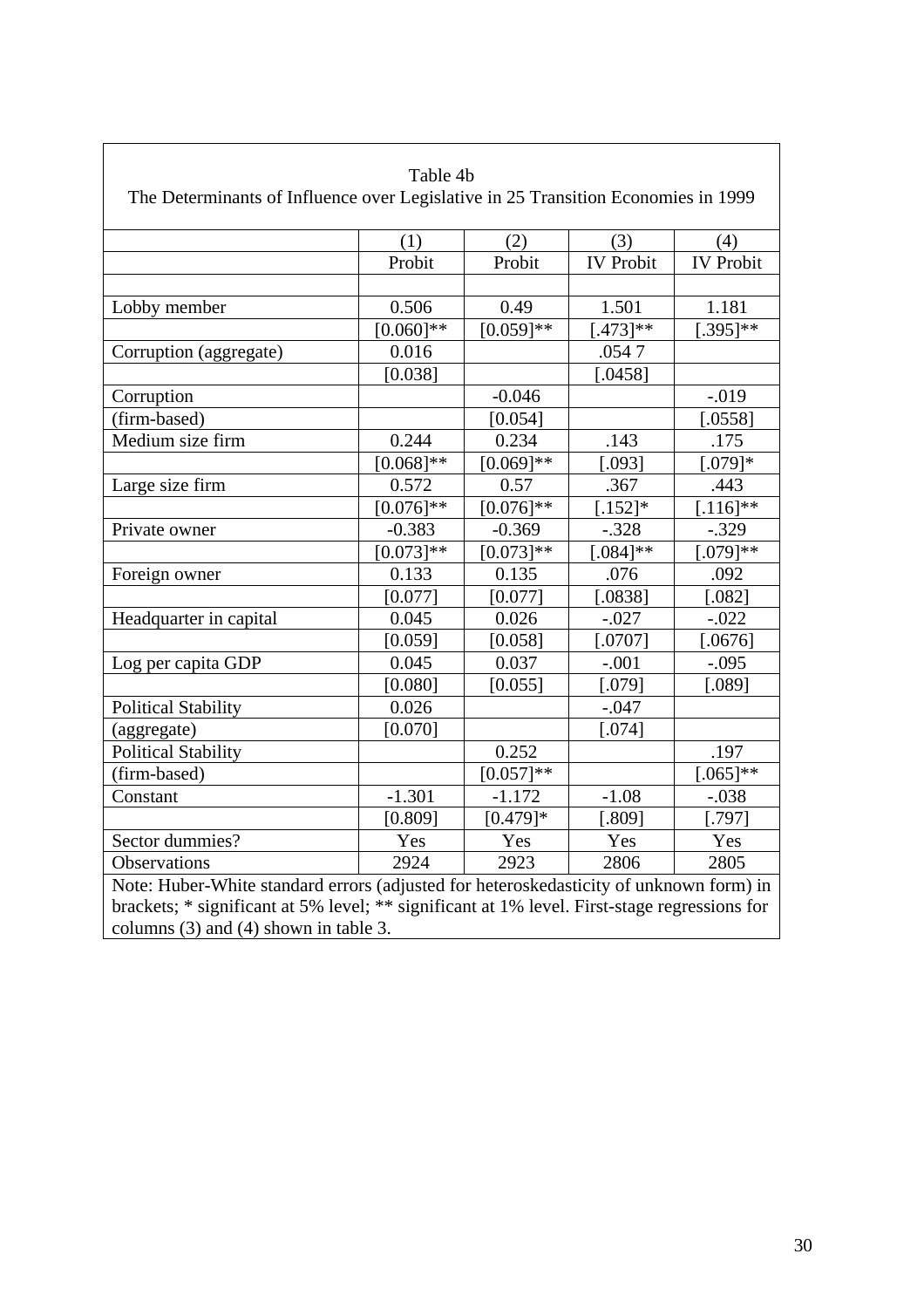Table 4b

The Determinants of Influence over Legislative in 25 Transition Economies in 1999

| | (1) | (2) | (3) | (4) |
|---|---|---|---|---|
| | Probit | Probit | IV Probit | IV Probit |
| | | | | |
| Lobby member | 0.506 | 0.49 | 1.501 | 1.181 |
| | [0.060]** | [0.059]** | [.473]** | [.395]** |
| Corruption (aggregate) | 0.016 | | .054 7 | |
| | [0.038] | | [.0458] | |
| Corruption | | -0.046 | | -.019 |
| (firm-based) | | [0.054] | | [.0558] |
| Medium size firm | 0.244 | 0.234 | .143 | .175 |
| | [0.068]** | [0.069]** | [.093] | [.079]* |
| Large size firm | 0.572 | 0.57 | .367 | .443 |
| | [0.076]** | [0.076]** | [.152]* | [.116]** |
| Private owner | -0.383 | -0.369 | -.328 | -.329 |
| | [0.073]** | [0.073]** | [.084]** | [.079]** |
| Foreign owner | 0.133 | 0.135 | .076 | .092 |
| | [0.077] | [0.077] | [.0838] | [.082] |
| Headquarter in capital | 0.045 | 0.026 | -.027 | -.022 |
| | [0.059] | [0.058] | [.0707] | [.0676] |
| Log per capita GDP | 0.045 | 0.037 | -.001 | -.095 |
| | [0.080] | [0.055] | [.079] | [.089] |
| Political Stability | 0.026 | | -.047 | |
| (aggregate) | [0.070] | | [.074] | |
| Political Stability | | 0.252 | | .197 |
| (firm-based) | | [0.057]** | | [.065]** |
| Constant | -1.301 | -1.172 | -1.08 | -.038 |
| | [0.809] | [0.479]* | [.809] | [.797] |
| Sector dummies? | Yes | Yes | Yes | Yes |
| Observations | 2924 | 2923 | 2806 | 2805 |

Note: Huber-White standard errors (adjusted for heteroskedasticity of unknown form) in brackets; * significant at 5% level; ** significant at 1% level. First-stage regressions for columns (3) and (4) shown in table 3.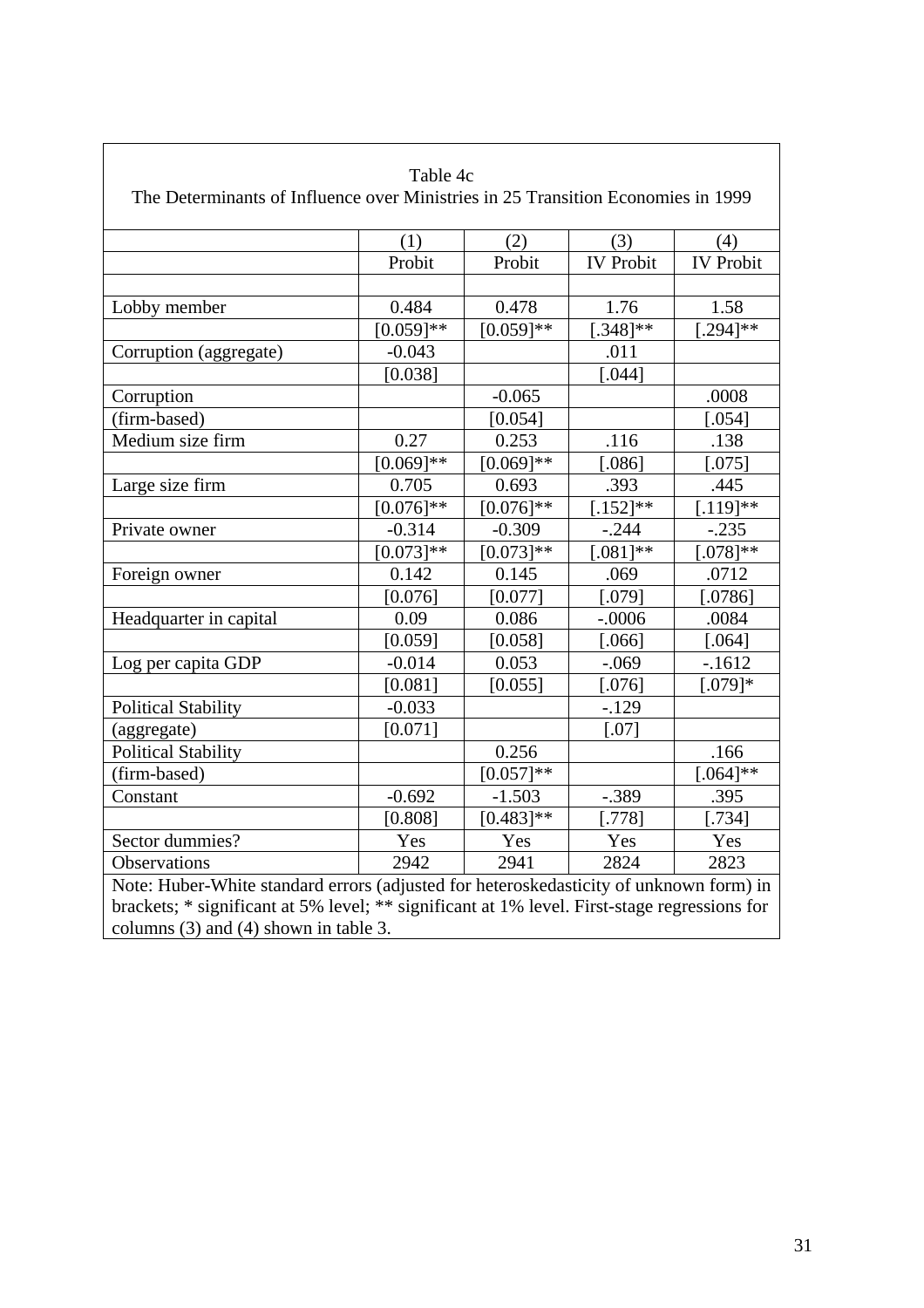Table 4c
The Determinants of Influence over Ministries in 25 Transition Economies in 1999

| | (1) | (2) | (3) | (4) |
|---|---|---|---|---|
| | Probit | Probit | IV Probit | IV Probit |
| | | | | |
| Lobby member | 0.484 | 0.478 | 1.76 | 1.58 |
| | [0.059]** | [0.059]** | [.348]** | [.294]** |
| Corruption (aggregate) | -0.043 | | .011 | |
| | [0.038] | | [.044] | |
| Corruption | | -0.065 | | .0008 |
| (firm-based) | | [0.054] | | [.054] |
| Medium size firm | 0.27 | 0.253 | .116 | .138 |
| | [0.069]** | [0.069]** | [.086] | [.075] |
| Large size firm | 0.705 | 0.693 | .393 | .445 |
| | [0.076]** | [0.076]** | [.152]** | [.119]** |
| Private owner | -0.314 | -0.309 | -.244 | -.235 |
| | [0.073]** | [0.073]** | [.081]** | [.078]** |
| Foreign owner | 0.142 | 0.145 | .069 | .0712 |
| | [0.076] | [0.077] | [.079] | [.0786] |
| Headquarter in capital | 0.09 | 0.086 | -.0006 | .0084 |
| | [0.059] | [0.058] | [.066] | [.064] |
| Log per capita GDP | -0.014 | 0.053 | -.069 | -.1612 |
| | [0.081] | [0.055] | [.076] | [.079]* |
| Political Stability | -0.033 | | -.129 | |
| (aggregate) | [0.071] | | [.07] | |
| Political Stability | | 0.256 | | .166 |
| (firm-based) | | [0.057]** | | [.064]** |
| Constant | -0.692 | -1.503 | -.389 | .395 |
| | [0.808] | [0.483]** | [.778] | [.734] |
| Sector dummies? | Yes | Yes | Yes | Yes |
| Observations | 2942 | 2941 | 2824 | 2823 |

Note: Huber-White standard errors (adjusted for heteroskedasticity of unknown form) in brackets; * significant at 5% level; ** significant at 1% level. First-stage regressions for columns (3) and (4) shown in table 3.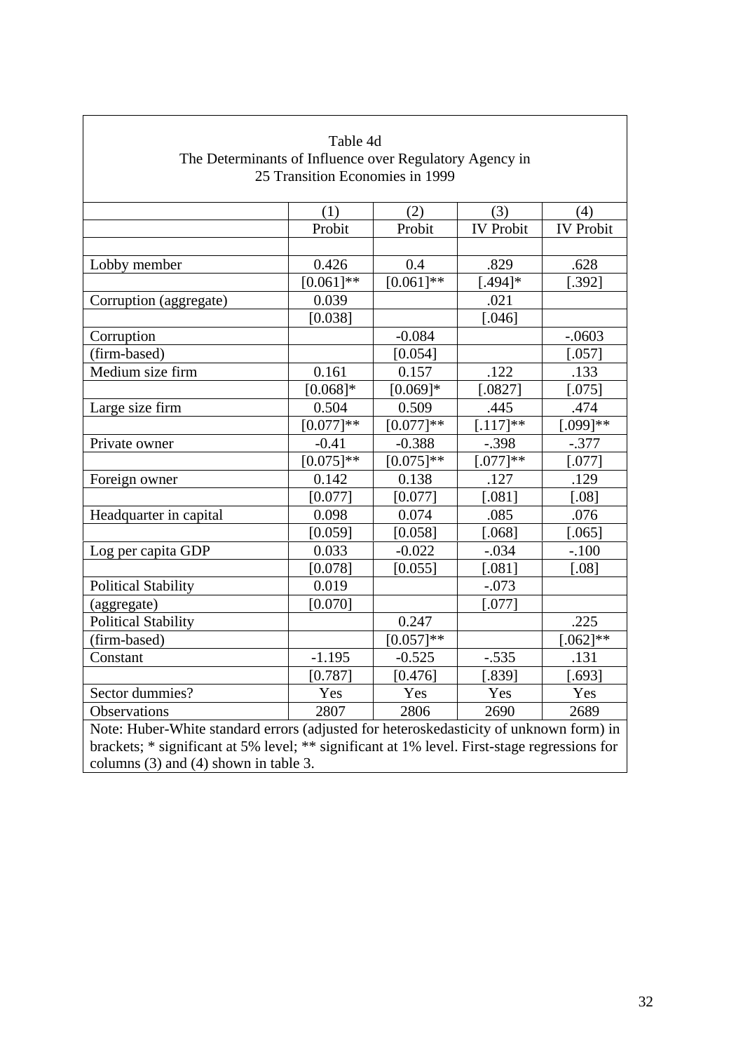Table 4d
The Determinants of Influence over Regulatory Agency in 25 Transition Economies in 1999

| | (1) | (2) | (3) | (4) |
|---|---|---|---|---|
| | Probit | Probit | IV Probit | IV Probit |
| | | | | |
| Lobby member | 0.426 | 0.4 | .829 | .628 |
| | [0.061]** | [0.061]** | [.494]* | [.392] |
| Corruption (aggregate) | 0.039 | | .021 | |
| | [0.038] | | [.046] | |
| Corruption | | -0.084 | | -.0603 |
| (firm-based) | | [0.054] | | [.057] |
| Medium size firm | 0.161 | 0.157 | .122 | .133 |
| | [0.068]* | [0.069]* | [.0827] | [.075] |
| Large size firm | 0.504 | 0.509 | .445 | .474 |
| | [0.077]** | [0.077]** | [.117]** | [.099]** |
| Private owner | -0.41 | -0.388 | -.398 | -.377 |
| | [0.075]** | [0.075]** | [.077]** | [.077] |
| Foreign owner | 0.142 | 0.138 | .127 | .129 |
| | [0.077] | [0.077] | [.081] | [.08] |
| Headquarter in capital | 0.098 | 0.074 | .085 | .076 |
| | [0.059] | [0.058] | [.068] | [.065] |
| Log per capita GDP | 0.033 | -0.022 | -.034 | -.100 |
| | [0.078] | [0.055] | [.081] | [.08] |
| Political Stability | 0.019 | | -.073 | |
| (aggregate) | [0.070] | | [.077] | |
| Political Stability | | 0.247 | | .225 |
| (firm-based) | | [0.057]** | | [.062]** |
| Constant | -1.195 | -0.525 | -.535 | .131 |
| | [0.787] | [0.476] | [.839] | [.693] |
| Sector dummies? | Yes | Yes | Yes | Yes |
| Observations | 2807 | 2806 | 2690 | 2689 |

Note: Huber-White standard errors (adjusted for heteroskedasticity of unknown form) in brackets; * significant at 5% level; ** significant at 1% level. First-stage regressions for columns (3) and (4) shown in table 3.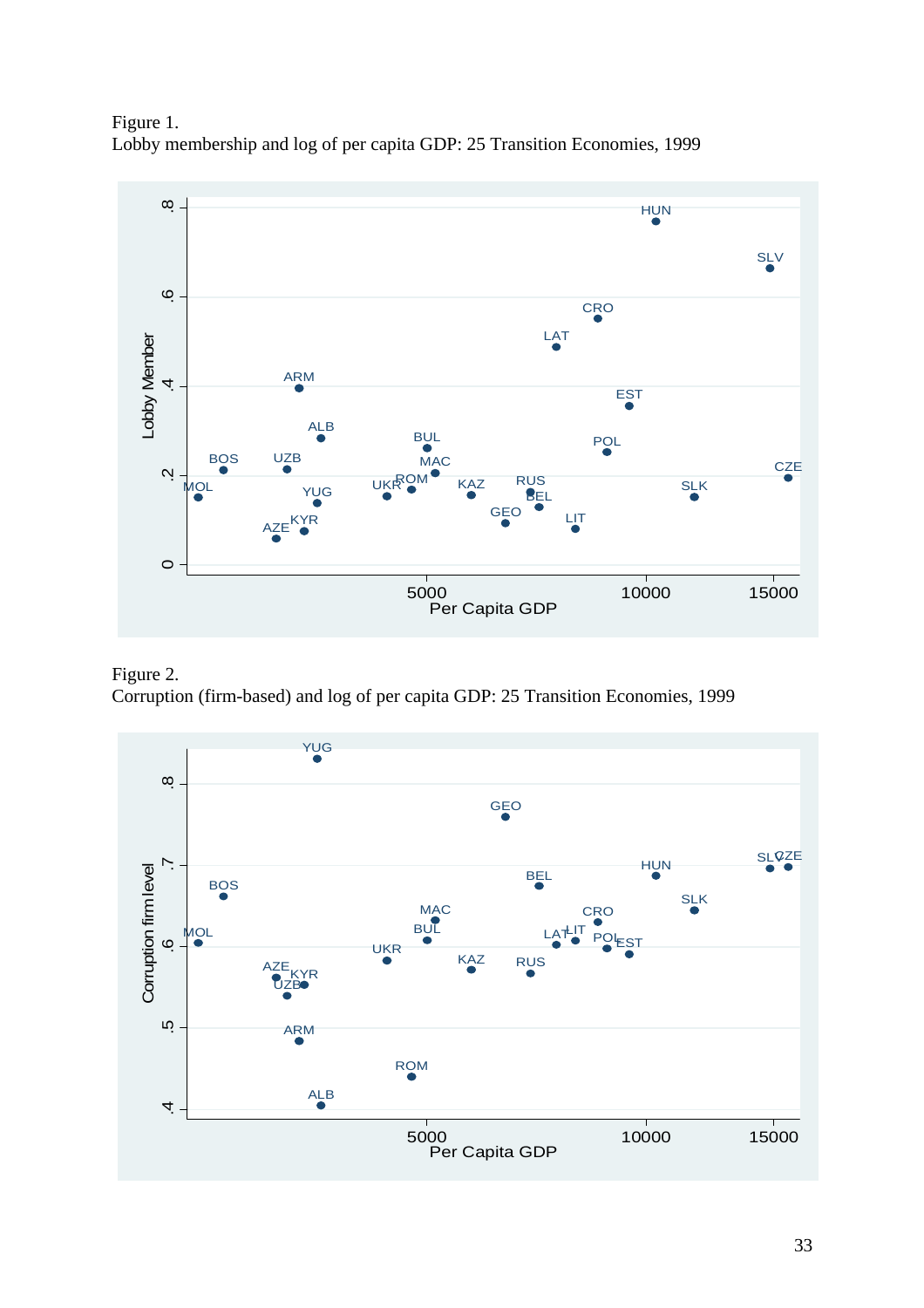Figure 1.
Lobby membership and log of per capita GDP: 25 Transition Economies, 1999

Figure 2.
Corruption (firm-based) and log of per capita GDP: 25 Transition Economies, 1999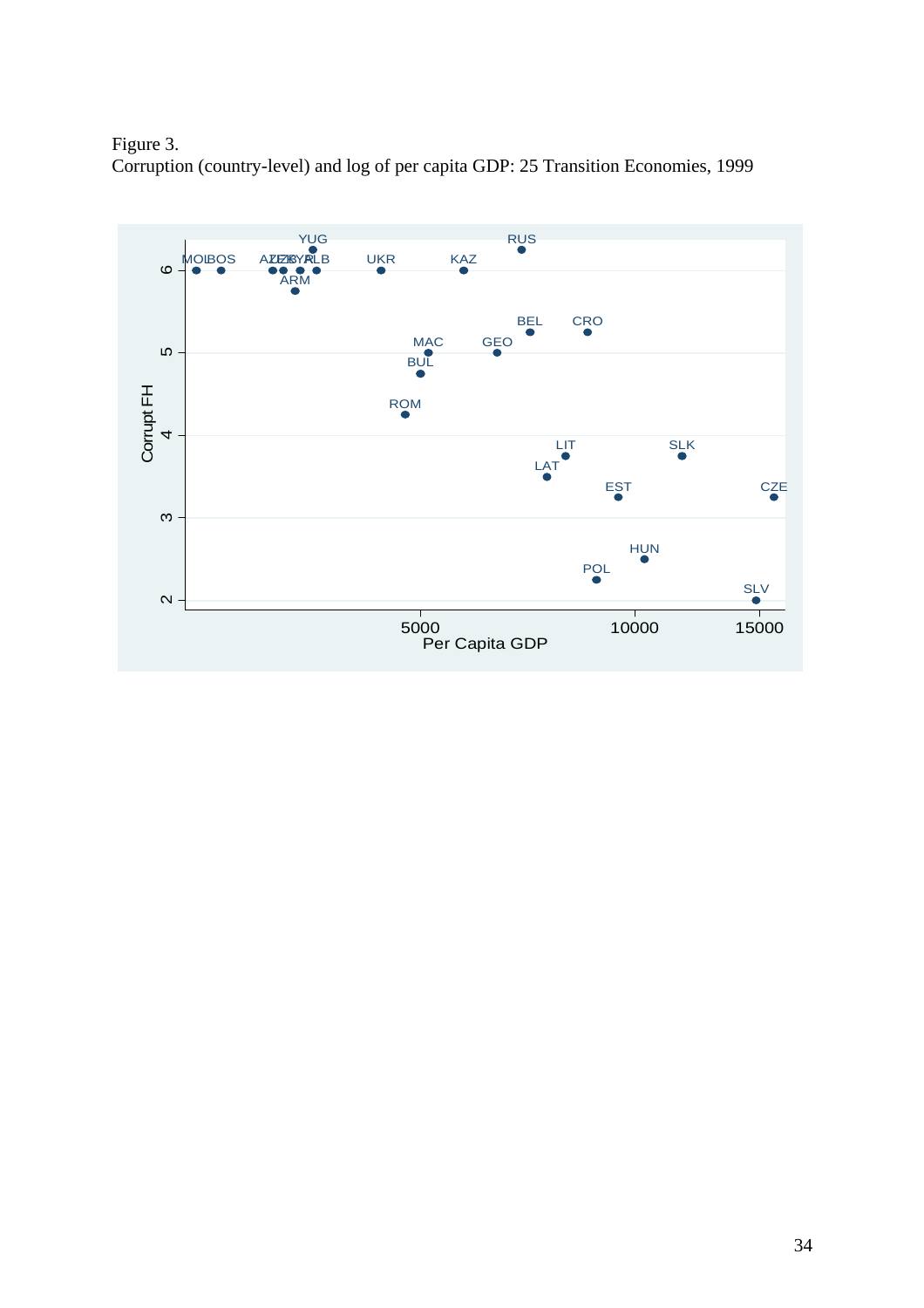Figure 3.
Corruption (country-level) and log of per capita GDP: 25 Transition Economies, 1999

Corrupt FH

6
5
4
3
2

YUG
RUS
MOL BOS
AZE UZB KYR ALB
UKR
KAZ
ARM
BEL
CRO
MAC
GEO
BUL
ROM
LIT
SLK
LAT
EST
CZE
HUN
POL
SLV

5000
10000
15000

Per Capita GDP